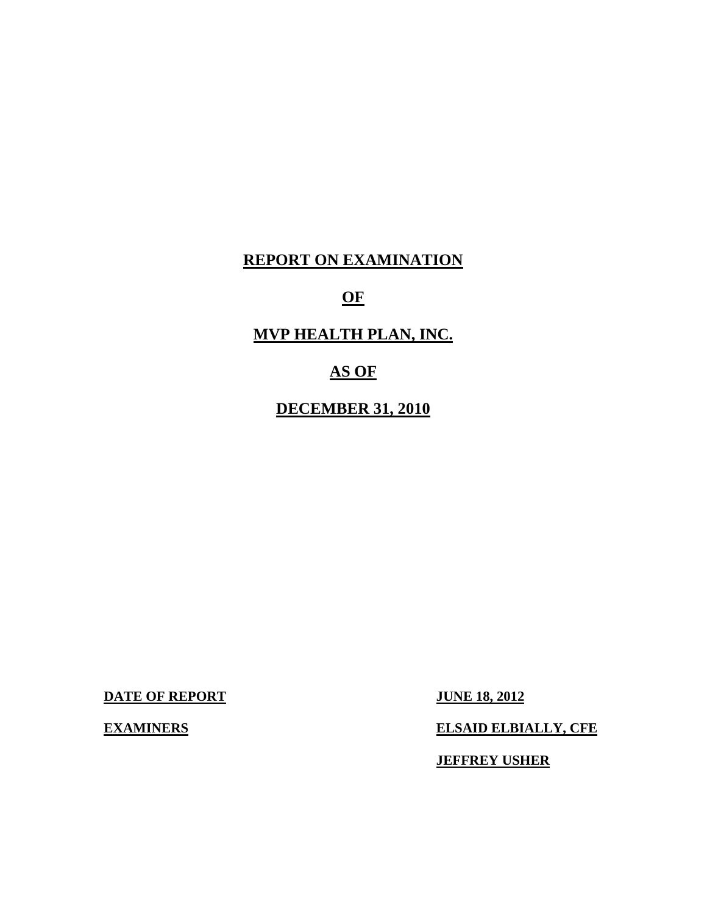# REPORT ON EXAMINATION

# OF

# MVP HEALTH PLAN, INC.

# AS OF

# DECEMBER 31, 2010

| | |
|---|---|
| **DATE OF REPORT** | **JUNE 18, 2012** |
| **EXAMINERS** | **ELSAID ELBIALLY, CFE** |
| | **JEFFREY USHER** |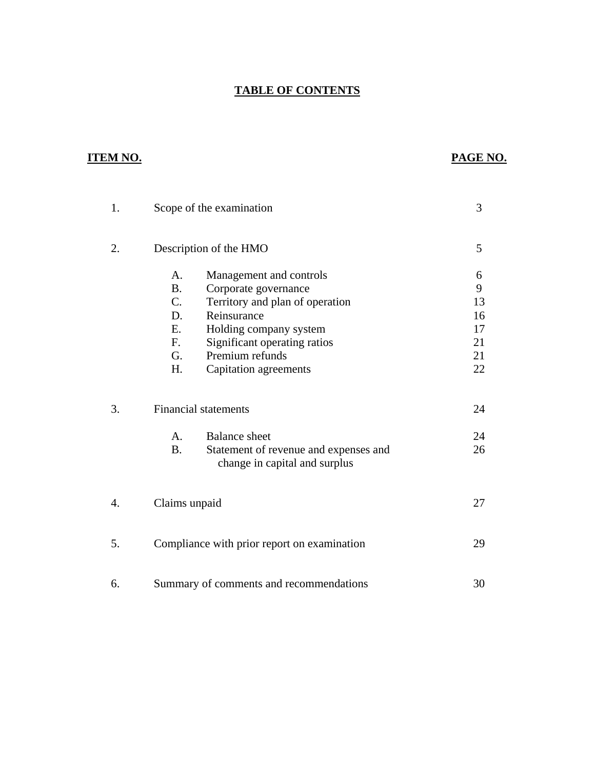# TABLE OF CONTENTS

| ITEM NO. | | | PAGE NO. |
|---|---|---|---|
| 1. | Scope of the examination | | 3 |
| 2. | Description of the HMO | | 5 |
| | A. | Management and controls | 6 |
| | B. | Corporate governance | 9 |
| | C. | Territory and plan of operation | 13 |
| | D. | Reinsurance | 16 |
| | E. | Holding company system | 17 |
| | F. | Significant operating ratios | 21 |
| | G. | Premium refunds | 21 |
| | H. | Capitation agreements | 22 |
| 3. | Financial statements | | 24 |
| | A. | Balance sheet | 24 |
| | B. | Statement of revenue and expenses and change in capital and surplus | 26 |
| 4. | Claims unpaid | | 27 |
| 5. | Compliance with prior report on examination | | 29 |
| 6. | Summary of comments and recommendations | | 30 |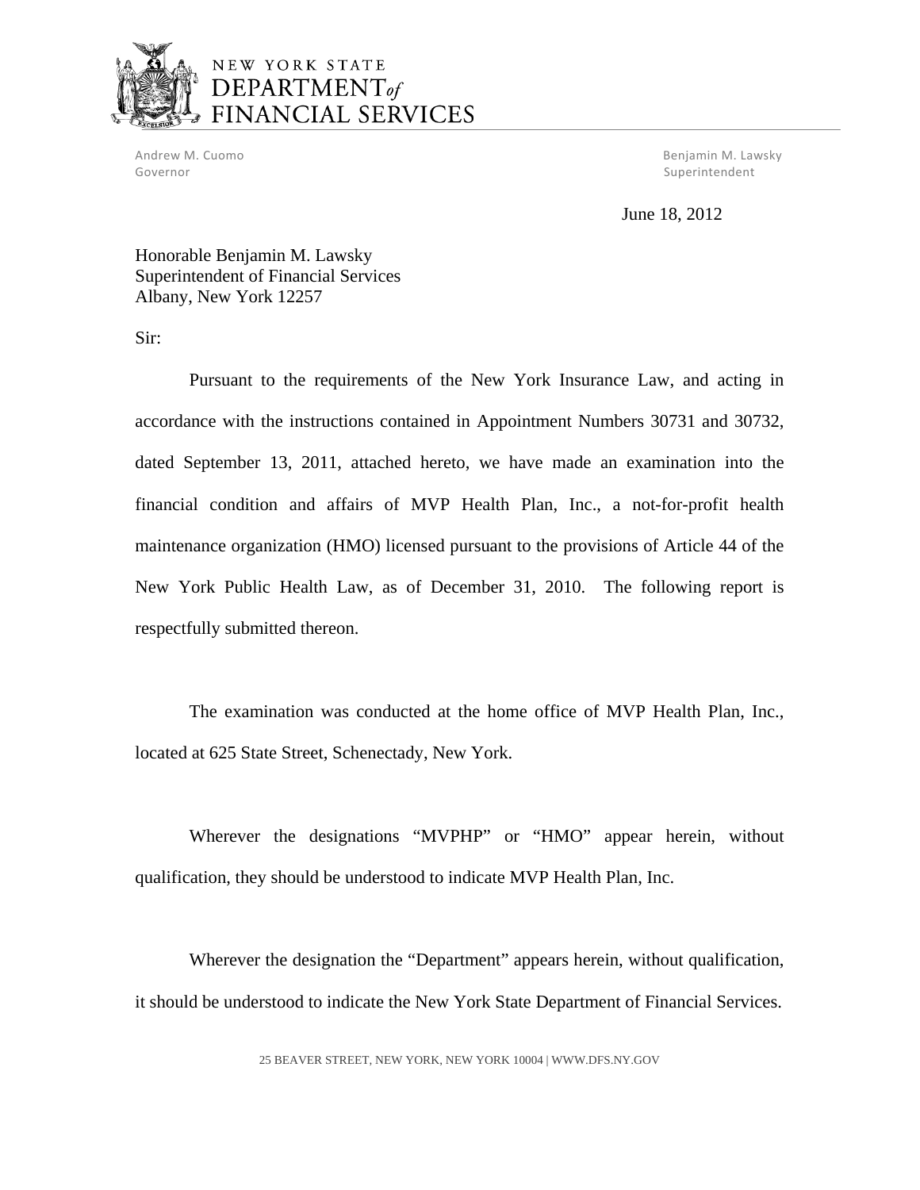NEW YORK STATE
DEPARTMENT *of*
FINANCIAL SERVICES

Andrew M. Cuomo
Governor

Benjamin M. Lawsky
Superintendent

June 18, 2012

Honorable Benjamin M. Lawsky
Superintendent of Financial Services
Albany, New York 12257

Sir:

Pursuant to the requirements of the New York Insurance Law, and acting in accordance with the instructions contained in Appointment Numbers 30731 and 30732, dated September 13, 2011, attached hereto, we have made an examination into the financial condition and affairs of MVP Health Plan, Inc., a not-for-profit health maintenance organization (HMO) licensed pursuant to the provisions of Article 44 of the New York Public Health Law, as of December 31, 2010. The following report is respectfully submitted thereon.

The examination was conducted at the home office of MVP Health Plan, Inc., located at 625 State Street, Schenectady, New York.

Wherever the designations "MVPHP" or "HMO" appear herein, without qualification, they should be understood to indicate MVP Health Plan, Inc.

Wherever the designation the "Department" appears herein, without qualification, it should be understood to indicate the New York State Department of Financial Services.

25 BEAVER STREET, NEW YORK, NEW YORK 10004 | WWW.DFS.NY.GOV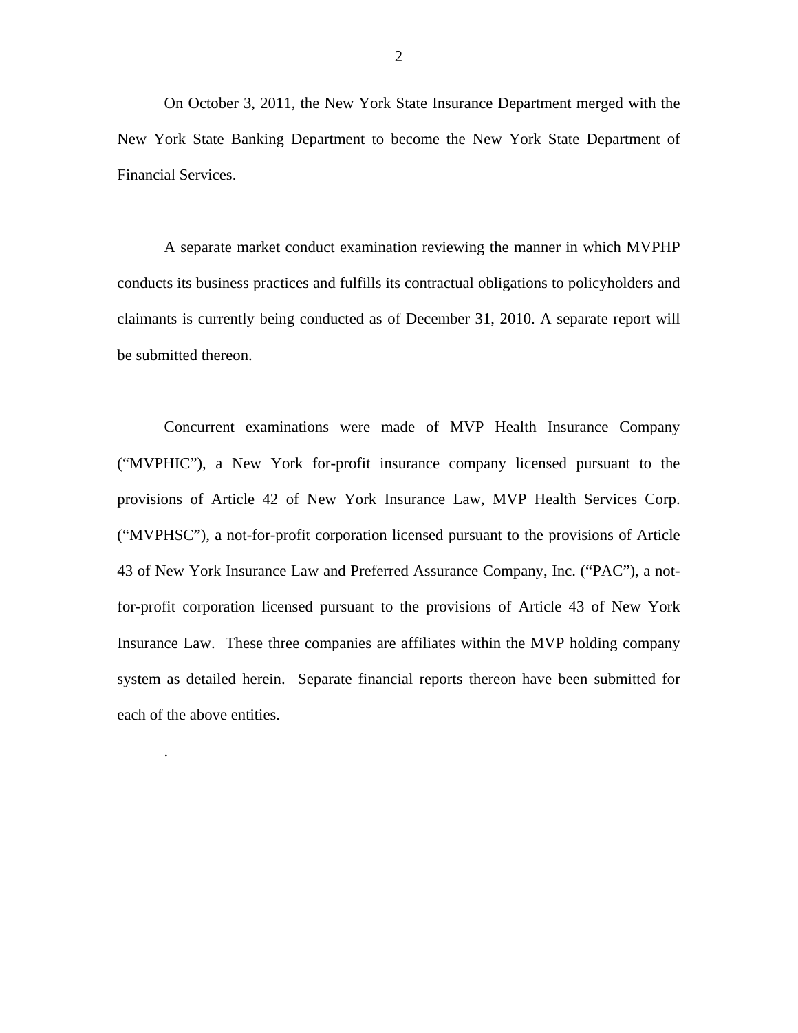On October 3, 2011, the New York State Insurance Department merged with the New York State Banking Department to become the New York State Department of Financial Services.

A separate market conduct examination reviewing the manner in which MVPHP conducts its business practices and fulfills its contractual obligations to policyholders and claimants is currently being conducted as of December 31, 2010. A separate report will be submitted thereon.

Concurrent examinations were made of MVP Health Insurance Company ("MVPHIC"), a New York for-profit insurance company licensed pursuant to the provisions of Article 42 of New York Insurance Law, MVP Health Services Corp. ("MVPHSC"), a not-for-profit corporation licensed pursuant to the provisions of Article 43 of New York Insurance Law and Preferred Assurance Company, Inc. ("PAC"), a not-for-profit corporation licensed pursuant to the provisions of Article 43 of New York Insurance Law. These three companies are affiliates within the MVP holding company system as detailed herein. Separate financial reports thereon have been submitted for each of the above entities.

.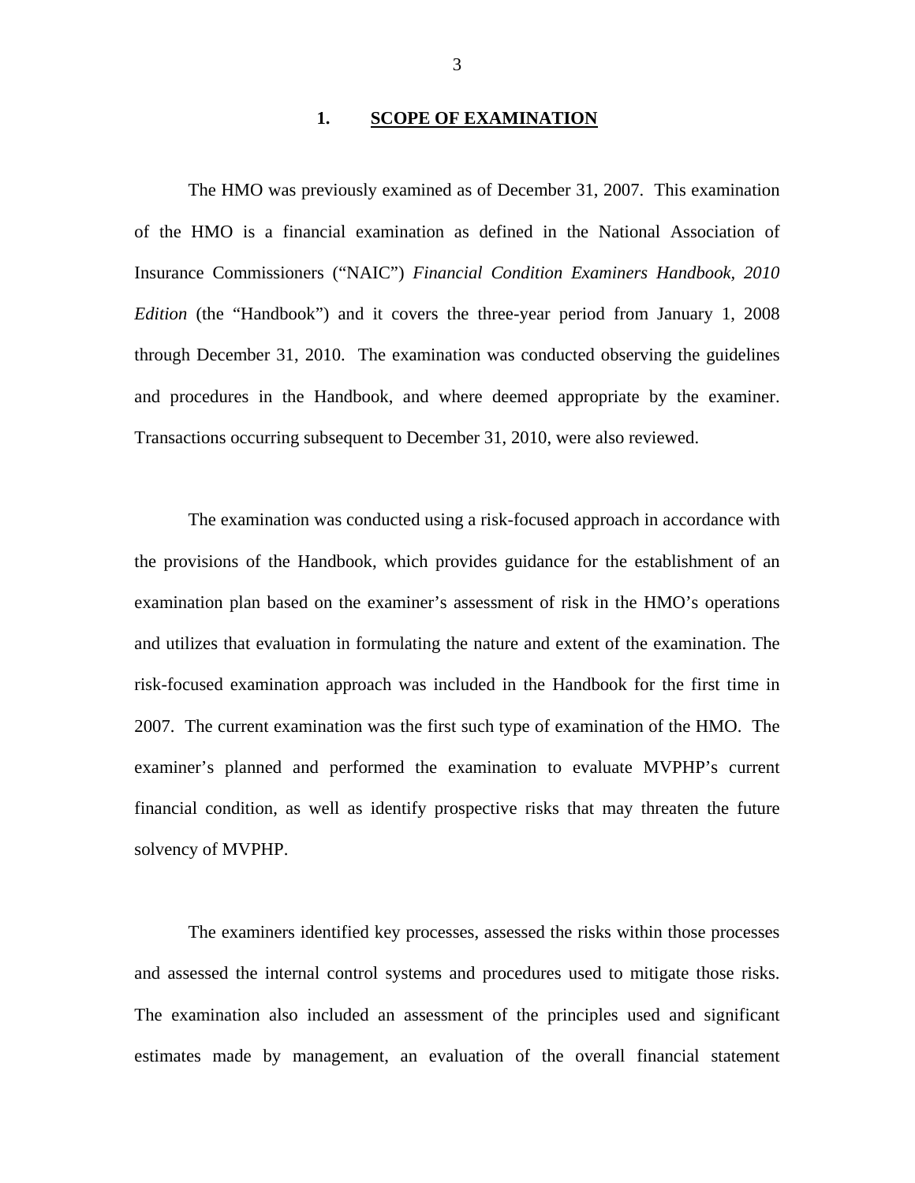## 1. SCOPE OF EXAMINATION

The HMO was previously examined as of December 31, 2007. This examination of the HMO is a financial examination as defined in the National Association of Insurance Commissioners ("NAIC") *Financial Condition Examiners Handbook, 2010 Edition* (the "Handbook") and it covers the three-year period from January 1, 2008 through December 31, 2010. The examination was conducted observing the guidelines and procedures in the Handbook, and where deemed appropriate by the examiner. Transactions occurring subsequent to December 31, 2010, were also reviewed.

The examination was conducted using a risk-focused approach in accordance with the provisions of the Handbook, which provides guidance for the establishment of an examination plan based on the examiner's assessment of risk in the HMO's operations and utilizes that evaluation in formulating the nature and extent of the examination. The risk-focused examination approach was included in the Handbook for the first time in 2007. The current examination was the first such type of examination of the HMO. The examiner's planned and performed the examination to evaluate MVPHP's current financial condition, as well as identify prospective risks that may threaten the future solvency of MVPHP.

The examiners identified key processes, assessed the risks within those processes and assessed the internal control systems and procedures used to mitigate those risks. The examination also included an assessment of the principles used and significant estimates made by management, an evaluation of the overall financial statement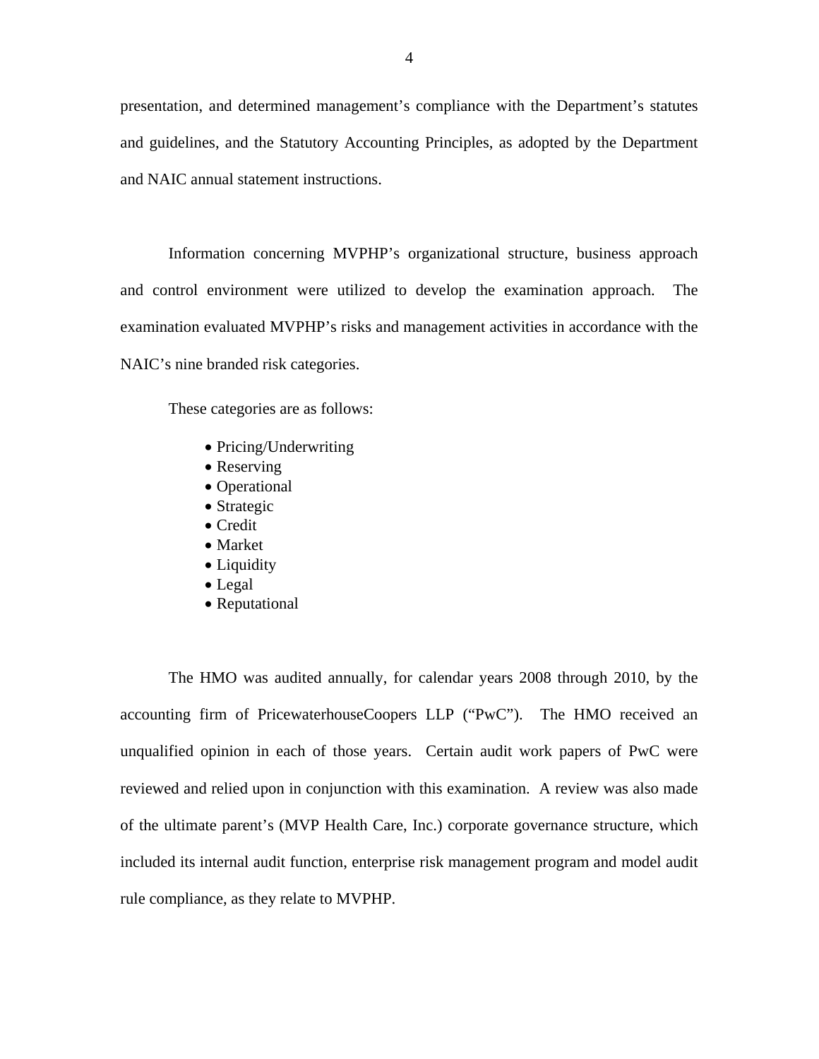presentation, and determined management's compliance with the Department's statutes and guidelines, and the Statutory Accounting Principles, as adopted by the Department and NAIC annual statement instructions.

Information concerning MVPHP's organizational structure, business approach and control environment were utilized to develop the examination approach. The examination evaluated MVPHP's risks and management activities in accordance with the NAIC's nine branded risk categories.

These categories are as follows:

- Pricing/Underwriting
- Reserving
- Operational
- Strategic
- Credit
- Market
- Liquidity
- Legal
- Reputational

The HMO was audited annually, for calendar years 2008 through 2010, by the accounting firm of PricewaterhouseCoopers LLP ("PwC"). The HMO received an unqualified opinion in each of those years. Certain audit work papers of PwC were reviewed and relied upon in conjunction with this examination. A review was also made of the ultimate parent's (MVP Health Care, Inc.) corporate governance structure, which included its internal audit function, enterprise risk management program and model audit rule compliance, as they relate to MVPHP.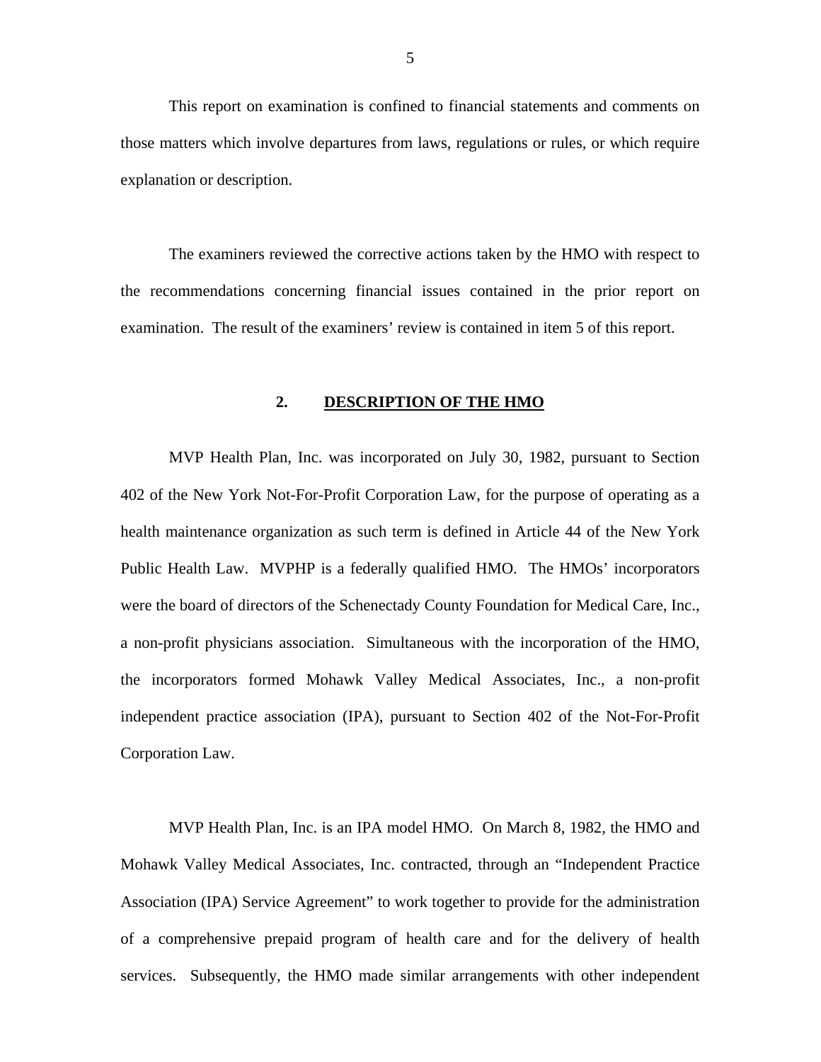This report on examination is confined to financial statements and comments on those matters which involve departures from laws, regulations or rules, or which require explanation or description.

The examiners reviewed the corrective actions taken by the HMO with respect to the recommendations concerning financial issues contained in the prior report on examination. The result of the examiners' review is contained in item 5 of this report.

## 2. DESCRIPTION OF THE HMO

MVP Health Plan, Inc. was incorporated on July 30, 1982, pursuant to Section 402 of the New York Not-For-Profit Corporation Law, for the purpose of operating as a health maintenance organization as such term is defined in Article 44 of the New York Public Health Law. MVPHP is a federally qualified HMO. The HMOs' incorporators were the board of directors of the Schenectady County Foundation for Medical Care, Inc., a non-profit physicians association. Simultaneous with the incorporation of the HMO, the incorporators formed Mohawk Valley Medical Associates, Inc., a non-profit independent practice association (IPA), pursuant to Section 402 of the Not-For-Profit Corporation Law.

MVP Health Plan, Inc. is an IPA model HMO. On March 8, 1982, the HMO and Mohawk Valley Medical Associates, Inc. contracted, through an "Independent Practice Association (IPA) Service Agreement" to work together to provide for the administration of a comprehensive prepaid program of health care and for the delivery of health services. Subsequently, the HMO made similar arrangements with other independent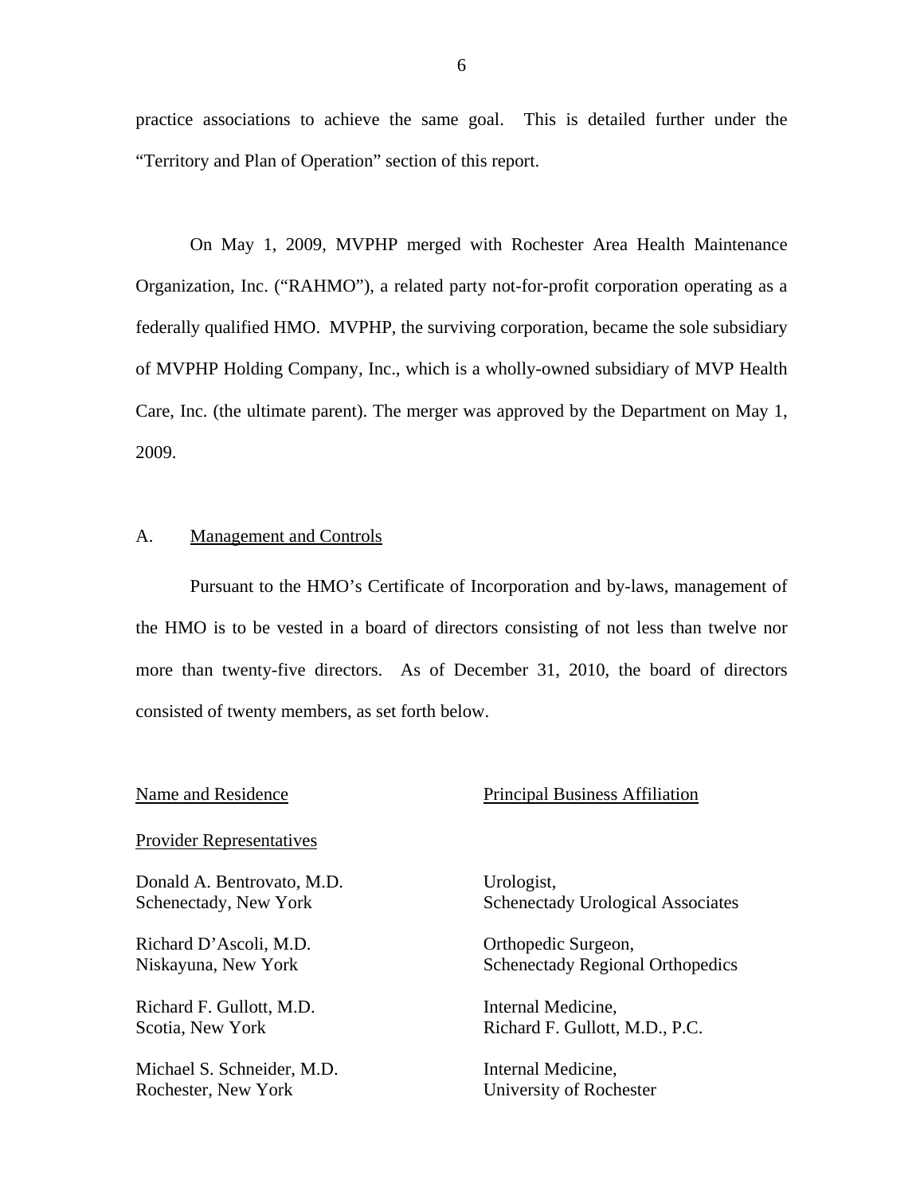practice associations to achieve the same goal. This is detailed further under the "Territory and Plan of Operation" section of this report.

On May 1, 2009, MVPHP merged with Rochester Area Health Maintenance Organization, Inc. ("RAHMO"), a related party not-for-profit corporation operating as a federally qualified HMO. MVPHP, the surviving corporation, became the sole subsidiary of MVPHP Holding Company, Inc., which is a wholly-owned subsidiary of MVP Health Care, Inc. (the ultimate parent). The merger was approved by the Department on May 1, 2009.

## A. Management and Controls

Pursuant to the HMO's Certificate of Incorporation and by-laws, management of the HMO is to be vested in a board of directors consisting of not less than twelve nor more than twenty-five directors. As of December 31, 2010, the board of directors consisted of twenty members, as set forth below.

| Name and Residence | Principal Business Affiliation |
|---|---|
| Provider Representatives | |
| Donald A. Bentrovato, M.D.<br>Schenectady, New York | Urologist,<br>Schenectady Urological Associates |
| Richard D'Ascoli, M.D.<br>Niskayuna, New York | Orthopedic Surgeon,<br>Schenectady Regional Orthopedics |
| Richard F. Gullott, M.D.<br>Scotia, New York | Internal Medicine,<br>Richard F. Gullott, M.D., P.C. |
| Michael S. Schneider, M.D.<br>Rochester, New York | Internal Medicine,<br>University of Rochester |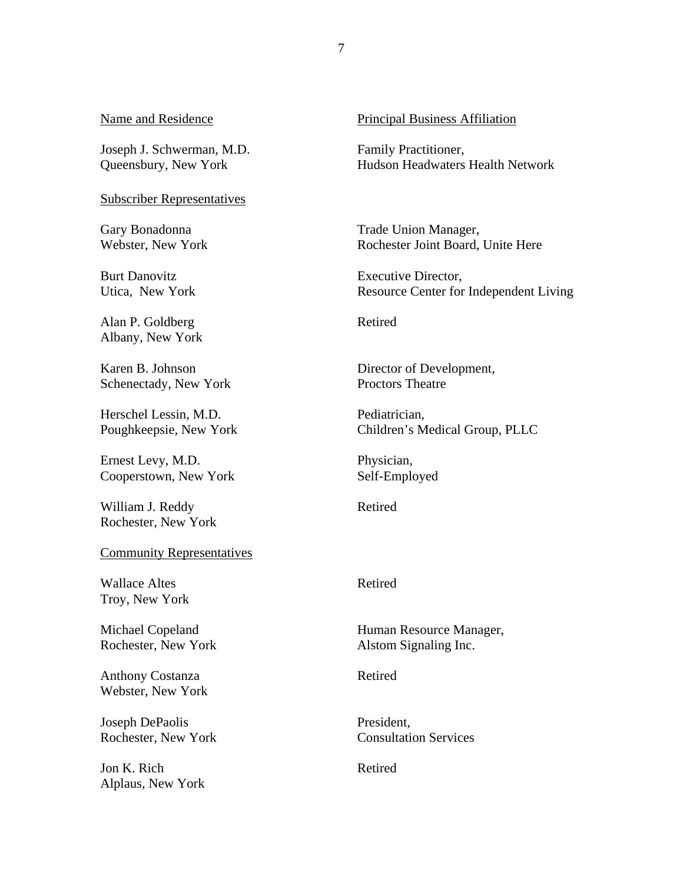| Name and Residence | Principal Business Affiliation |
| --- | --- |
| Joseph J. Schwerman, M.D.<br>Queensbury, New York | Family Practitioner,<br>Hudson Headwaters Health Network |

Subscriber Representatives

| Name and Residence | Principal Business Affiliation |
| --- | --- |
| Gary Bonadonna<br>Webster, New York | Trade Union Manager,<br>Rochester Joint Board, Unite Here |
| Burt Danovitz<br>Utica, New York | Executive Director,<br>Resource Center for Independent Living |
| Alan P. Goldberg<br>Albany, New York | Retired |
| Karen B. Johnson<br>Schenectady, New York | Director of Development,<br>Proctors Theatre |
| Herschel Lessin, M.D.<br>Poughkeepsie, New York | Pediatrician,<br>Children's Medical Group, PLLC |
| Ernest Levy, M.D.<br>Cooperstown, New York | Physician,<br>Self-Employed |
| William J. Reddy<br>Rochester, New York | Retired |

Community Representatives

| Name and Residence | Principal Business Affiliation |
| --- | --- |
| Wallace Altes<br>Troy, New York | Retired |
| Michael Copeland<br>Rochester, New York | Human Resource Manager,<br>Alstom Signaling Inc. |
| Anthony Costanza<br>Webster, New York | Retired |
| Joseph DePaolis<br>Rochester, New York | President,<br>Consultation Services |
| Jon K. Rich<br>Alplaus, New York | Retired |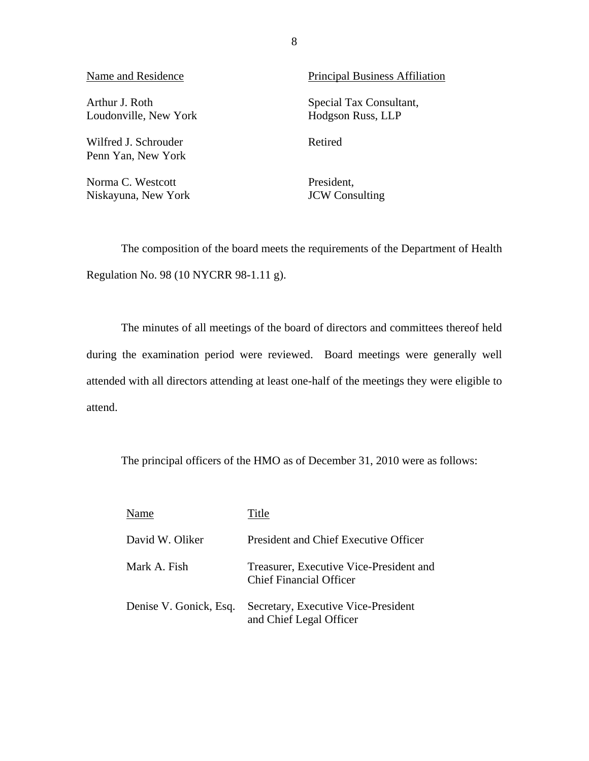| Name and Residence | Principal Business Affiliation |
| --- | --- |
| Arthur J. Roth<br>Loudonville, New York | Special Tax Consultant,<br>Hodgson Russ, LLP |
| Wilfred J. Schrouder<br>Penn Yan, New York | Retired |
| Norma C. Westcott<br>Niskayuna, New York | President,<br>JCW Consulting |

The composition of the board meets the requirements of the Department of Health Regulation No. 98 (10 NYCRR 98-1.11 g).

The minutes of all meetings of the board of directors and committees thereof held during the examination period were reviewed. Board meetings were generally well attended with all directors attending at least one-half of the meetings they were eligible to attend.

The principal officers of the HMO as of December 31, 2010 were as follows:

| Name | Title |
| --- | --- |
| David W. Oliker | President and Chief Executive Officer |
| Mark A. Fish | Treasurer, Executive Vice-President and Chief Financial Officer |
| Denise V. Gonick, Esq. | Secretary, Executive Vice-President and Chief Legal Officer |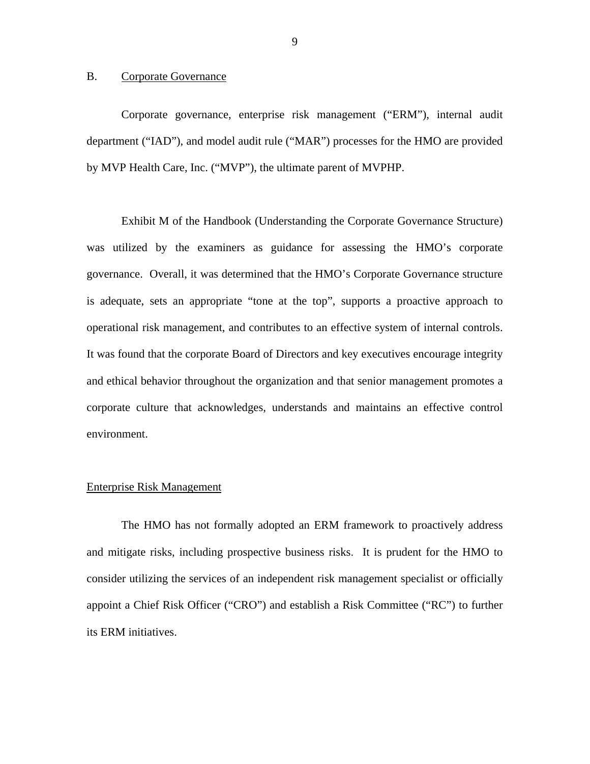## B. Corporate Governance

Corporate governance, enterprise risk management ("ERM"), internal audit department ("IAD"), and model audit rule ("MAR") processes for the HMO are provided by MVP Health Care, Inc. ("MVP"), the ultimate parent of MVPHP.

Exhibit M of the Handbook (Understanding the Corporate Governance Structure) was utilized by the examiners as guidance for assessing the HMO's corporate governance. Overall, it was determined that the HMO's Corporate Governance structure is adequate, sets an appropriate "tone at the top", supports a proactive approach to operational risk management, and contributes to an effective system of internal controls. It was found that the corporate Board of Directors and key executives encourage integrity and ethical behavior throughout the organization and that senior management promotes a corporate culture that acknowledges, understands and maintains an effective control environment.

### Enterprise Risk Management

The HMO has not formally adopted an ERM framework to proactively address and mitigate risks, including prospective business risks. It is prudent for the HMO to consider utilizing the services of an independent risk management specialist or officially appoint a Chief Risk Officer ("CRO") and establish a Risk Committee ("RC") to further its ERM initiatives.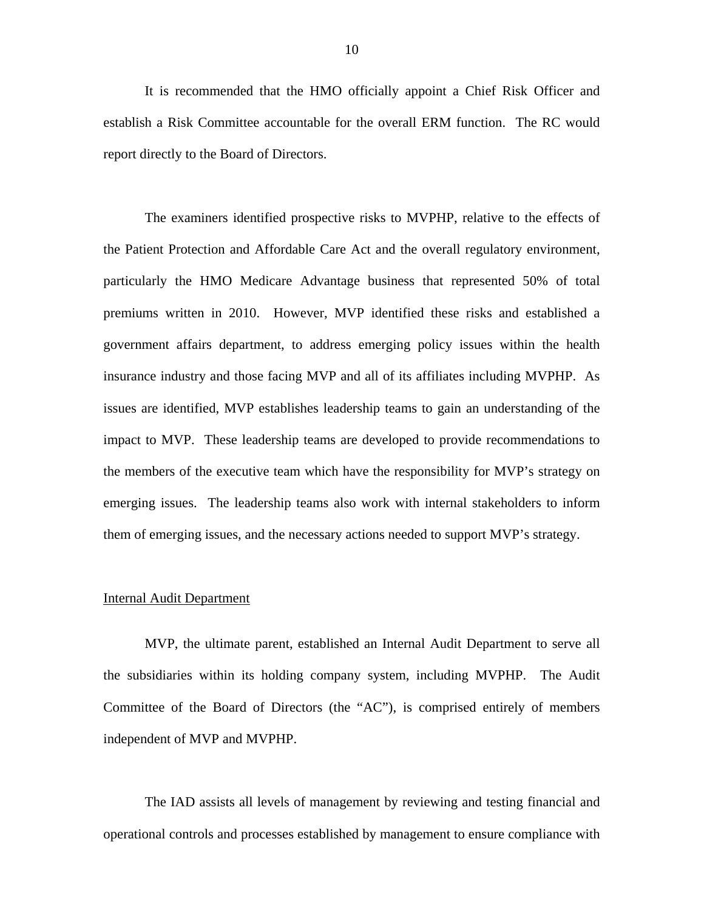It is recommended that the HMO officially appoint a Chief Risk Officer and establish a Risk Committee accountable for the overall ERM function. The RC would report directly to the Board of Directors.

The examiners identified prospective risks to MVPHP, relative to the effects of the Patient Protection and Affordable Care Act and the overall regulatory environment, particularly the HMO Medicare Advantage business that represented 50% of total premiums written in 2010. However, MVP identified these risks and established a government affairs department, to address emerging policy issues within the health insurance industry and those facing MVP and all of its affiliates including MVPHP. As issues are identified, MVP establishes leadership teams to gain an understanding of the impact to MVP. These leadership teams are developed to provide recommendations to the members of the executive team which have the responsibility for MVP's strategy on emerging issues. The leadership teams also work with internal stakeholders to inform them of emerging issues, and the necessary actions needed to support MVP's strategy.

<u>Internal Audit Department</u>

MVP, the ultimate parent, established an Internal Audit Department to serve all the subsidiaries within its holding company system, including MVPHP. The Audit Committee of the Board of Directors (the "AC"), is comprised entirely of members independent of MVP and MVPHP.

The IAD assists all levels of management by reviewing and testing financial and operational controls and processes established by management to ensure compliance with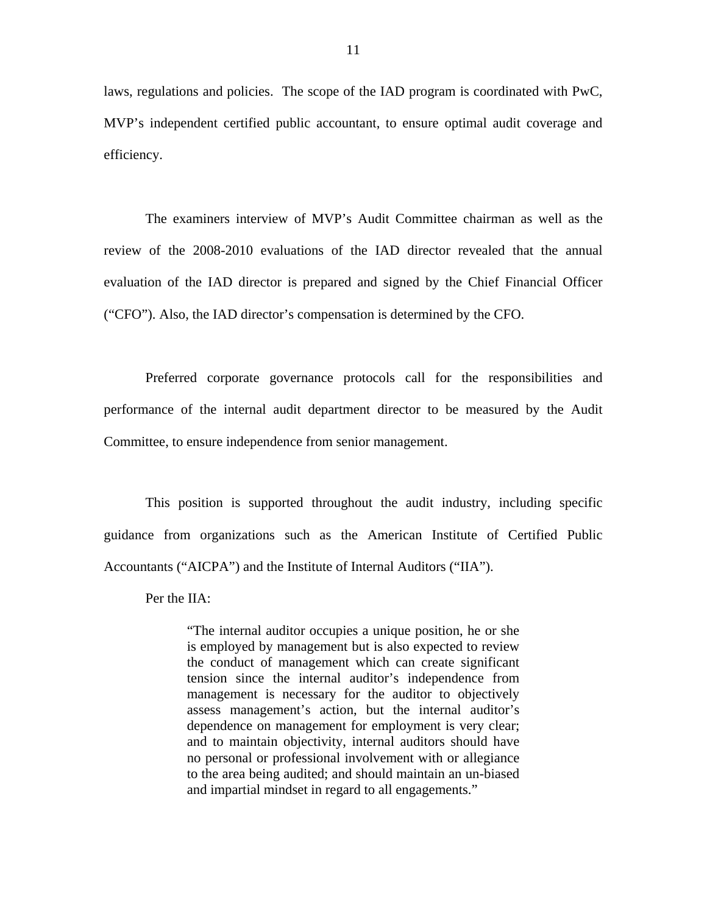laws, regulations and policies. The scope of the IAD program is coordinated with PwC, MVP's independent certified public accountant, to ensure optimal audit coverage and efficiency.

The examiners interview of MVP's Audit Committee chairman as well as the review of the 2008-2010 evaluations of the IAD director revealed that the annual evaluation of the IAD director is prepared and signed by the Chief Financial Officer ("CFO"). Also, the IAD director's compensation is determined by the CFO.

Preferred corporate governance protocols call for the responsibilities and performance of the internal audit department director to be measured by the Audit Committee, to ensure independence from senior management.

This position is supported throughout the audit industry, including specific guidance from organizations such as the American Institute of Certified Public Accountants ("AICPA") and the Institute of Internal Auditors ("IIA").

Per the IIA:

> "The internal auditor occupies a unique position, he or she is employed by management but is also expected to review the conduct of management which can create significant tension since the internal auditor's independence from management is necessary for the auditor to objectively assess management's action, but the internal auditor's dependence on management for employment is very clear; and to maintain objectivity, internal auditors should have no personal or professional involvement with or allegiance to the area being audited; and should maintain an un-biased and impartial mindset in regard to all engagements."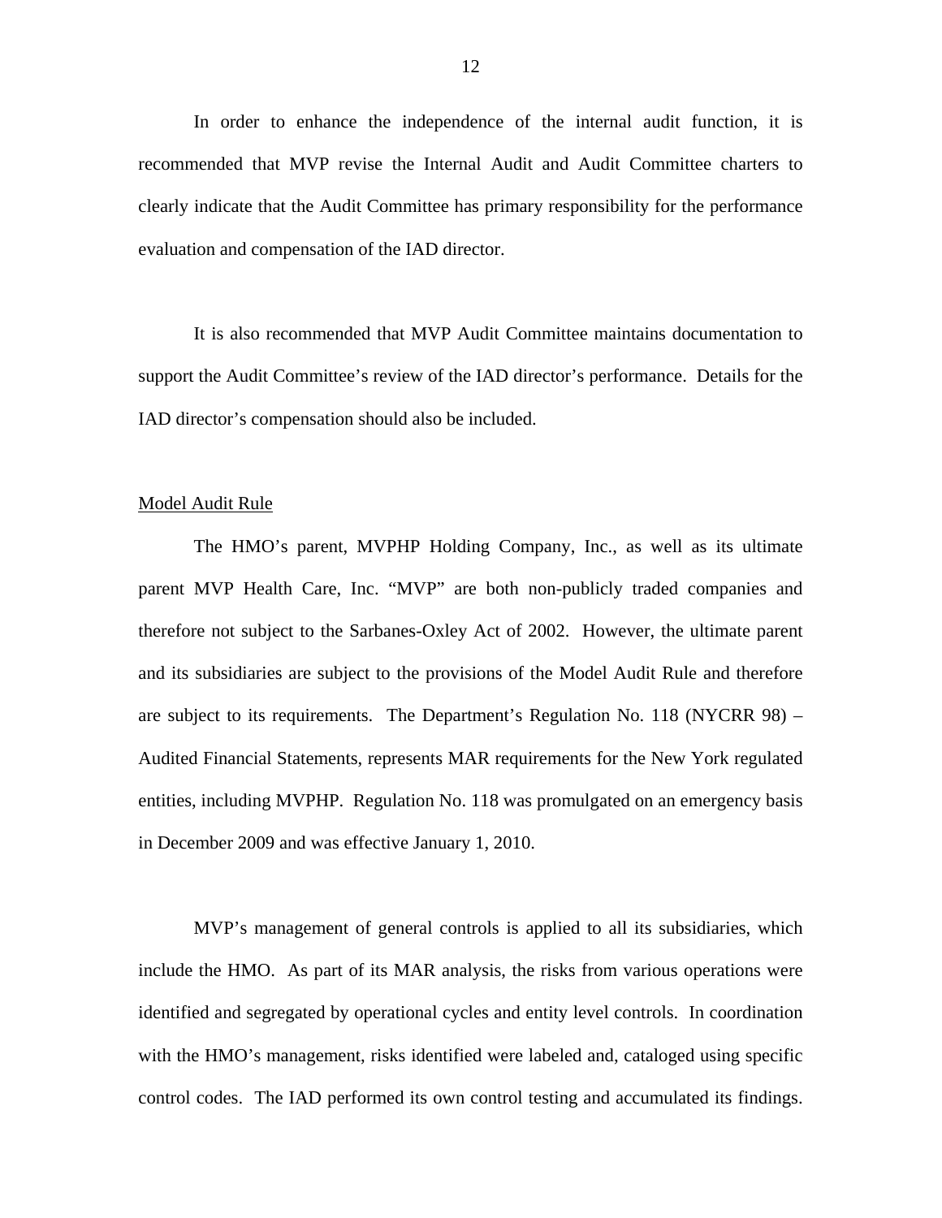In order to enhance the independence of the internal audit function, it is recommended that MVP revise the Internal Audit and Audit Committee charters to clearly indicate that the Audit Committee has primary responsibility for the performance evaluation and compensation of the IAD director.

It is also recommended that MVP Audit Committee maintains documentation to support the Audit Committee's review of the IAD director's performance. Details for the IAD director's compensation should also be included.

Model Audit Rule

The HMO's parent, MVPHP Holding Company, Inc., as well as its ultimate parent MVP Health Care, Inc. "MVP" are both non-publicly traded companies and therefore not subject to the Sarbanes-Oxley Act of 2002. However, the ultimate parent and its subsidiaries are subject to the provisions of the Model Audit Rule and therefore are subject to its requirements. The Department's Regulation No. 118 (NYCRR 98) – Audited Financial Statements, represents MAR requirements for the New York regulated entities, including MVPHP. Regulation No. 118 was promulgated on an emergency basis in December 2009 and was effective January 1, 2010.

MVP's management of general controls is applied to all its subsidiaries, which include the HMO. As part of its MAR analysis, the risks from various operations were identified and segregated by operational cycles and entity level controls. In coordination with the HMO's management, risks identified were labeled and, cataloged using specific control codes. The IAD performed its own control testing and accumulated its findings.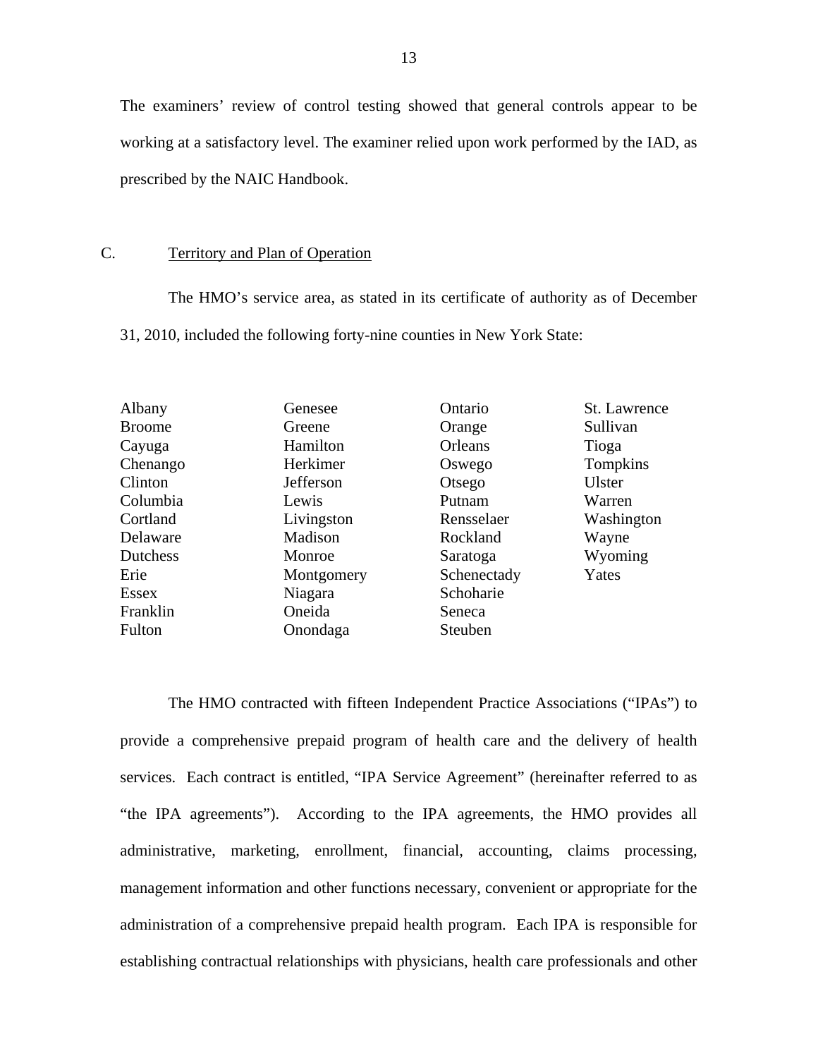The examiners' review of control testing showed that general controls appear to be working at a satisfactory level. The examiner relied upon work performed by the IAD, as prescribed by the NAIC Handbook.

## C. Territory and Plan of Operation

The HMO's service area, as stated in its certificate of authority as of December 31, 2010, included the following forty-nine counties in New York State:

| | | | |
|---|---|---|---|
| Albany | Genesee | Ontario | St. Lawrence |
| Broome | Greene | Orange | Sullivan |
| Cayuga | Hamilton | Orleans | Tioga |
| Chenango | Herkimer | Oswego | Tompkins |
| Clinton | Jefferson | Otsego | Ulster |
| Columbia | Lewis | Putnam | Warren |
| Cortland | Livingston | Rensselaer | Washington |
| Delaware | Madison | Rockland | Wayne |
| Dutchess | Monroe | Saratoga | Wyoming |
| Erie | Montgomery | Schenectady | Yates |
| Essex | Niagara | Schoharie | |
| Franklin | Oneida | Seneca | |
| Fulton | Onondaga | Steuben | |

The HMO contracted with fifteen Independent Practice Associations ("IPAs") to provide a comprehensive prepaid program of health care and the delivery of health services. Each contract is entitled, "IPA Service Agreement" (hereinafter referred to as "the IPA agreements"). According to the IPA agreements, the HMO provides all administrative, marketing, enrollment, financial, accounting, claims processing, management information and other functions necessary, convenient or appropriate for the administration of a comprehensive prepaid health program. Each IPA is responsible for establishing contractual relationships with physicians, health care professionals and other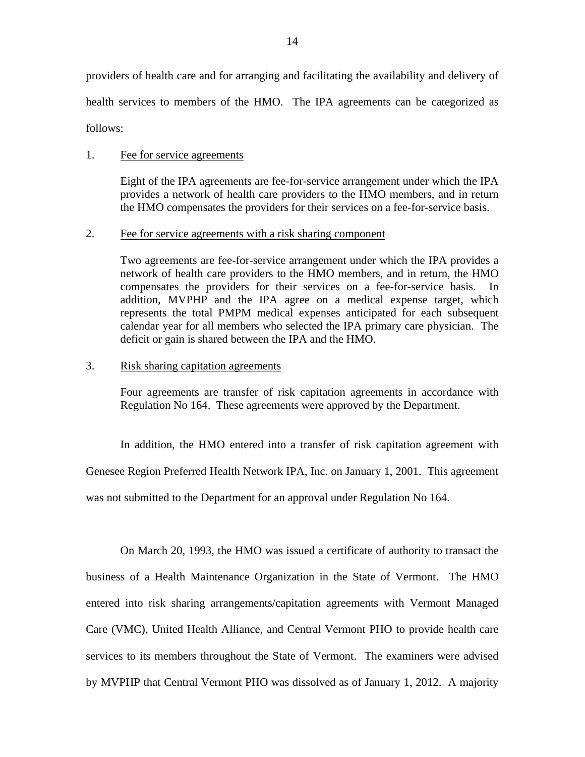providers of health care and for arranging and facilitating the availability and delivery of health services to members of the HMO. The IPA agreements can be categorized as follows:

1. Fee for service agreements

   Eight of the IPA agreements are fee-for-service arrangement under which the IPA provides a network of health care providers to the HMO members, and in return the HMO compensates the providers for their services on a fee-for-service basis.

2. Fee for service agreements with a risk sharing component

   Two agreements are fee-for-service arrangement under which the IPA provides a network of health care providers to the HMO members, and in return, the HMO compensates the providers for their services on a fee-for-service basis. In addition, MVPHP and the IPA agree on a medical expense target, which represents the total PMPM medical expenses anticipated for each subsequent calendar year for all members who selected the IPA primary care physician. The deficit or gain is shared between the IPA and the HMO.

3. Risk sharing capitation agreements

   Four agreements are transfer of risk capitation agreements in accordance with Regulation No 164. These agreements were approved by the Department.

In addition, the HMO entered into a transfer of risk capitation agreement with Genesee Region Preferred Health Network IPA, Inc. on January 1, 2001. This agreement was not submitted to the Department for an approval under Regulation No 164.

On March 20, 1993, the HMO was issued a certificate of authority to transact the business of a Health Maintenance Organization in the State of Vermont. The HMO entered into risk sharing arrangements/capitation agreements with Vermont Managed Care (VMC), United Health Alliance, and Central Vermont PHO to provide health care services to its members throughout the State of Vermont. The examiners were advised by MVPHP that Central Vermont PHO was dissolved as of January 1, 2012. A majority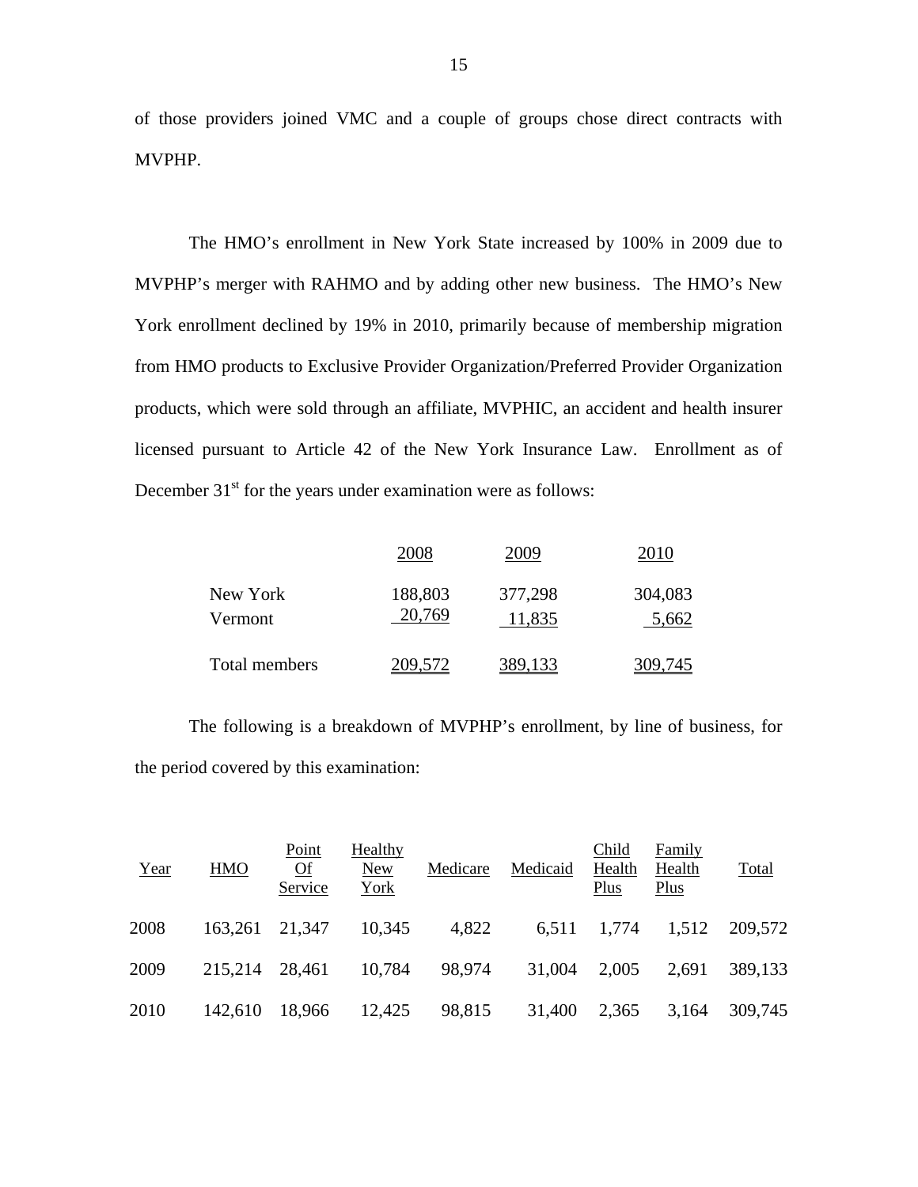of those providers joined VMC and a couple of groups chose direct contracts with MVPHP.

The HMO's enrollment in New York State increased by 100% in 2009 due to MVPHP's merger with RAHMO and by adding other new business. The HMO's New York enrollment declined by 19% in 2010, primarily because of membership migration from HMO products to Exclusive Provider Organization/Preferred Provider Organization products, which were sold through an affiliate, MVPHIC, an accident and health insurer licensed pursuant to Article 42 of the New York Insurance Law. Enrollment as of December 31st for the years under examination were as follows:

| | 2008 | 2009 | 2010 |
|---|---|---|---|
| New York | 188,803 | 377,298 | 304,083 |
| Vermont | 20,769 | 11,835 | 5,662 |
| Total members | 209,572 | 389,133 | 309,745 |

The following is a breakdown of MVPHP's enrollment, by line of business, for the period covered by this examination:

| Year | HMO | Point Of Service | Healthy New York | Medicare | Medicaid | Child Health Plus | Family Health Plus | Total |
|---|---|---|---|---|---|---|---|---|
| 2008 | 163,261 | 21,347 | 10,345 | 4,822 | 6,511 | 1,774 | 1,512 | 209,572 |
| 2009 | 215,214 | 28,461 | 10,784 | 98,974 | 31,004 | 2,005 | 2,691 | 389,133 |
| 2010 | 142,610 | 18,966 | 12,425 | 98,815 | 31,400 | 2,365 | 3,164 | 309,745 |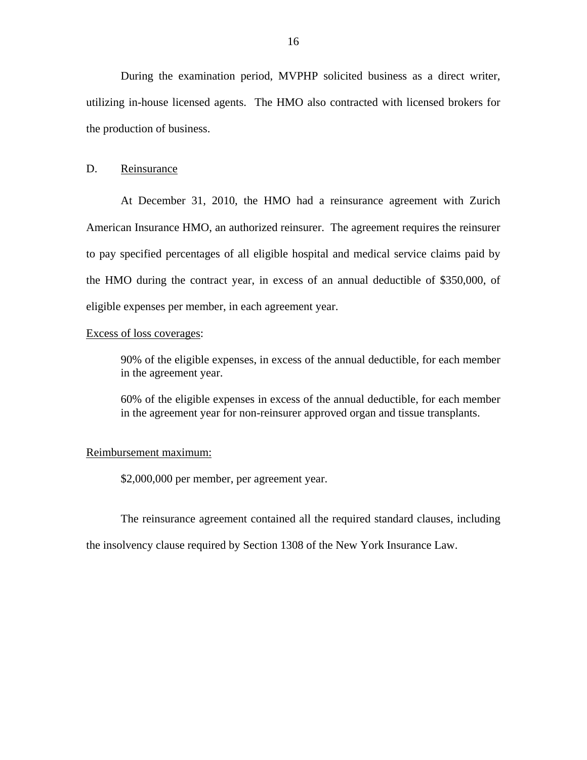During the examination period, MVPHP solicited business as a direct writer, utilizing in-house licensed agents. The HMO also contracted with licensed brokers for the production of business.

## D. Reinsurance

At December 31, 2010, the HMO had a reinsurance agreement with Zurich American Insurance HMO, an authorized reinsurer. The agreement requires the reinsurer to pay specified percentages of all eligible hospital and medical service claims paid by the HMO during the contract year, in excess of an annual deductible of $350,000, of eligible expenses per member, in each agreement year.

Excess of loss coverages:

> 90% of the eligible expenses, in excess of the annual deductible, for each member in the agreement year.
>
> 60% of the eligible expenses in excess of the annual deductible, for each member in the agreement year for non-reinsurer approved organ and tissue transplants.

Reimbursement maximum:

> $2,000,000 per member, per agreement year.

The reinsurance agreement contained all the required standard clauses, including the insolvency clause required by Section 1308 of the New York Insurance Law.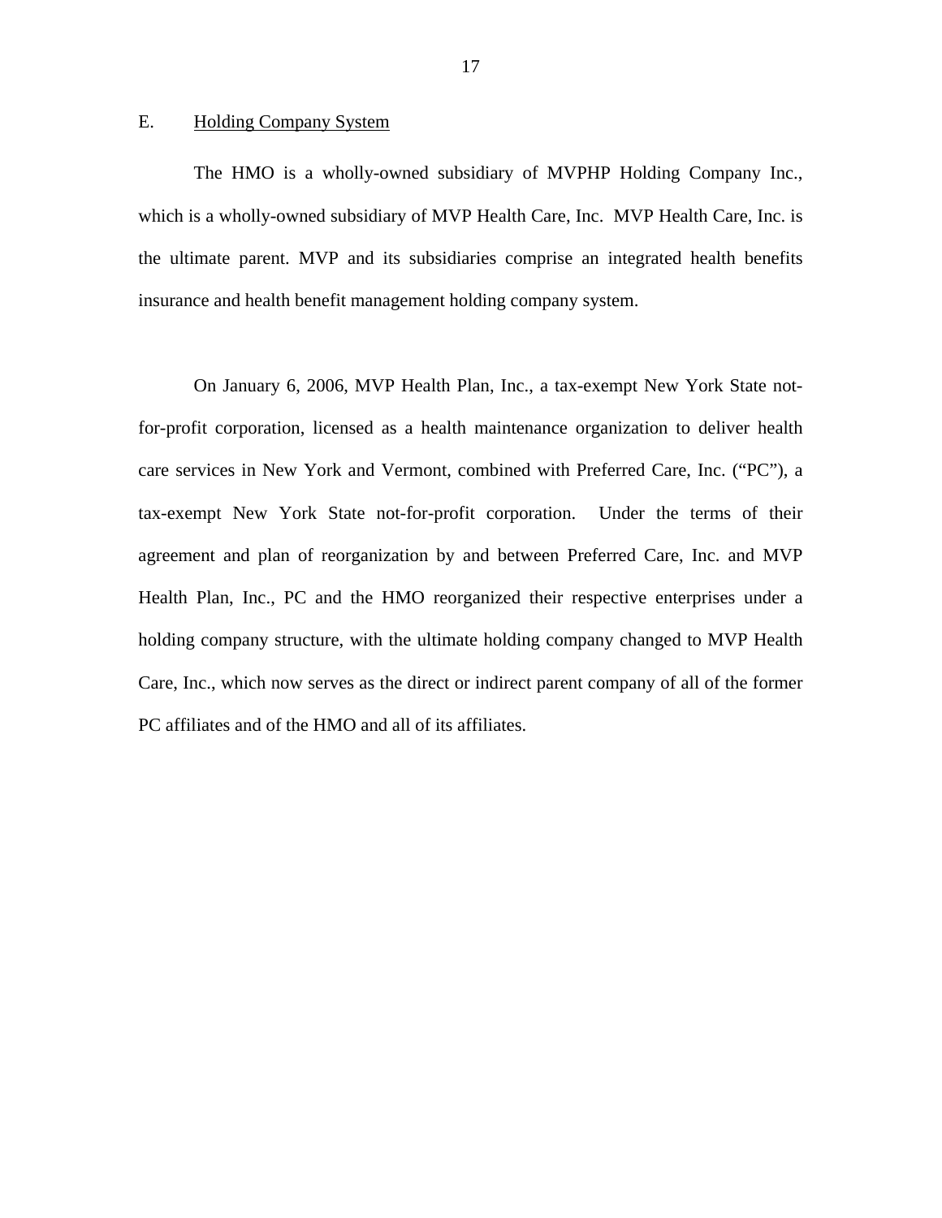## E. Holding Company System

The HMO is a wholly-owned subsidiary of MVPHP Holding Company Inc., which is a wholly-owned subsidiary of MVP Health Care, Inc. MVP Health Care, Inc. is the ultimate parent. MVP and its subsidiaries comprise an integrated health benefits insurance and health benefit management holding company system.

On January 6, 2006, MVP Health Plan, Inc., a tax-exempt New York State not-for-profit corporation, licensed as a health maintenance organization to deliver health care services in New York and Vermont, combined with Preferred Care, Inc. ("PC"), a tax-exempt New York State not-for-profit corporation. Under the terms of their agreement and plan of reorganization by and between Preferred Care, Inc. and MVP Health Plan, Inc., PC and the HMO reorganized their respective enterprises under a holding company structure, with the ultimate holding company changed to MVP Health Care, Inc., which now serves as the direct or indirect parent company of all of the former PC affiliates and of the HMO and all of its affiliates.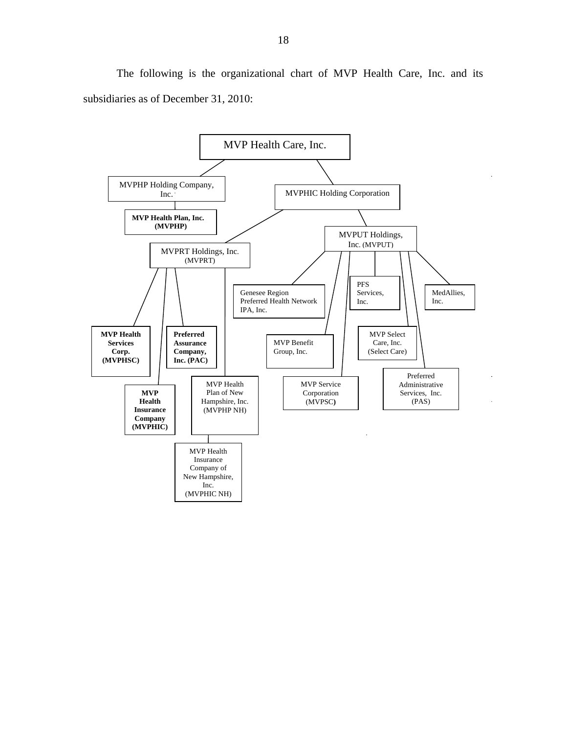The following is the organizational chart of MVP Health Care, Inc. and its subsidiaries as of December 31, 2010:

- MVP Health Care, Inc.
  - MVPHP Holding Company, Inc.
    - **MVP Health Plan, Inc. (MVPHP)**
  - MVPHIC Holding Corporation
    - MVPRT Holdings, Inc. (MVPRT)
      - **MVP Health Services Corp. (MVPHSC)**
      - **MVP Health Insurance Company (MVPHIC)**
      - **Preferred Assurance Company, Inc. (PAC)**
      - MVP Health Plan of New Hampshire, Inc. (MVPHP NH)
        - MVP Health Insurance Company of New Hampshire, Inc. (MVPHIC NH)
    - MVPUT Holdings, Inc. (MVPUT)
      - Genesee Region Preferred Health Network IPA, Inc.
      - MVP Benefit Group, Inc.
      - MVP Service Corporation (MVPSC)
      - PFS Services, Inc.
      - MVP Select Care, Inc. (Select Care)
      - Preferred Administrative Services, Inc. (PAS)
      - MedAllies, Inc.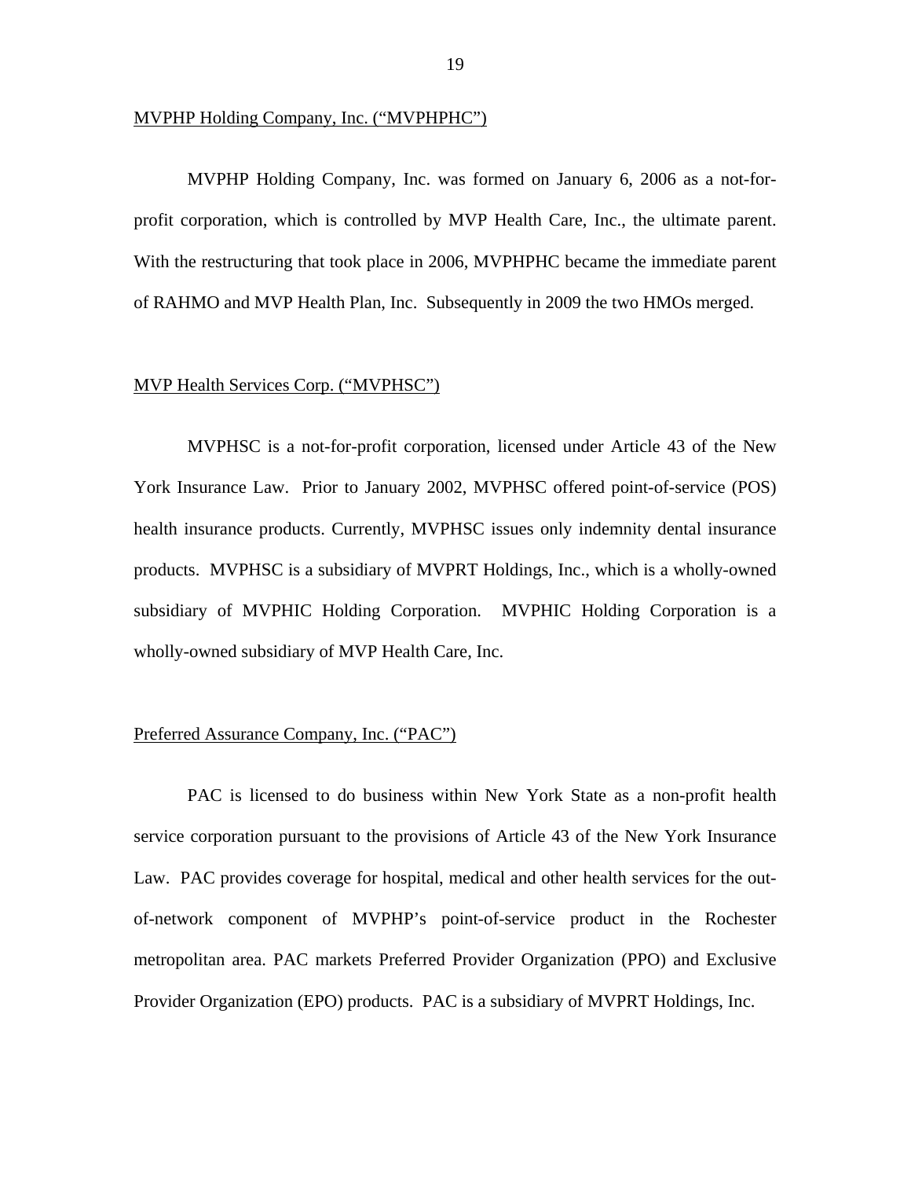MVPHP Holding Company, Inc. ("MVPHPHC")

MVPHP Holding Company, Inc. was formed on January 6, 2006 as a not-for-profit corporation, which is controlled by MVP Health Care, Inc., the ultimate parent. With the restructuring that took place in 2006, MVPHPHC became the immediate parent of RAHMO and MVP Health Plan, Inc. Subsequently in 2009 the two HMOs merged.

MVP Health Services Corp. ("MVPHSC")

MVPHSC is a not-for-profit corporation, licensed under Article 43 of the New York Insurance Law. Prior to January 2002, MVPHSC offered point-of-service (POS) health insurance products. Currently, MVPHSC issues only indemnity dental insurance products. MVPHSC is a subsidiary of MVPRT Holdings, Inc., which is a wholly-owned subsidiary of MVPHIC Holding Corporation. MVPHIC Holding Corporation is a wholly-owned subsidiary of MVP Health Care, Inc.

Preferred Assurance Company, Inc. ("PAC")

PAC is licensed to do business within New York State as a non-profit health service corporation pursuant to the provisions of Article 43 of the New York Insurance Law. PAC provides coverage for hospital, medical and other health services for the out-of-network component of MVPHP's point-of-service product in the Rochester metropolitan area. PAC markets Preferred Provider Organization (PPO) and Exclusive Provider Organization (EPO) products. PAC is a subsidiary of MVPRT Holdings, Inc.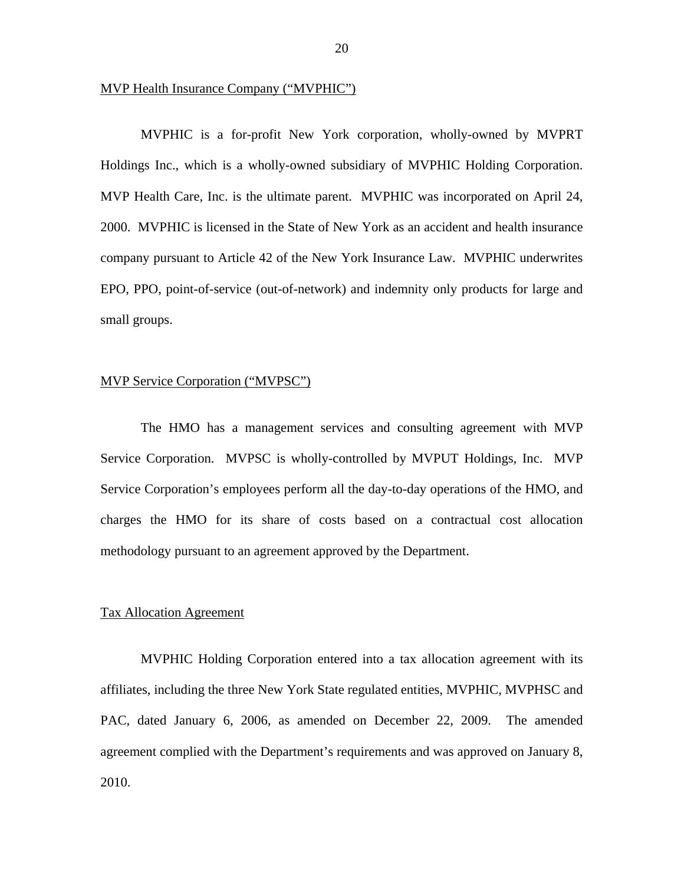<u>MVP Health Insurance Company ("MVPHIC")</u>

MVPHIC is a for-profit New York corporation, wholly-owned by MVPRT Holdings Inc., which is a wholly-owned subsidiary of MVPHIC Holding Corporation. MVP Health Care, Inc. is the ultimate parent. MVPHIC was incorporated on April 24, 2000. MVPHIC is licensed in the State of New York as an accident and health insurance company pursuant to Article 42 of the New York Insurance Law. MVPHIC underwrites EPO, PPO, point-of-service (out-of-network) and indemnity only products for large and small groups.

<u>MVP Service Corporation ("MVPSC")</u>

The HMO has a management services and consulting agreement with MVP Service Corporation. MVPSC is wholly-controlled by MVPUT Holdings, Inc. MVP Service Corporation's employees perform all the day-to-day operations of the HMO, and charges the HMO for its share of costs based on a contractual cost allocation methodology pursuant to an agreement approved by the Department.

<u>Tax Allocation Agreement</u>

MVPHIC Holding Corporation entered into a tax allocation agreement with its affiliates, including the three New York State regulated entities, MVPHIC, MVPHSC and PAC, dated January 6, 2006, as amended on December 22, 2009. The amended agreement complied with the Department's requirements and was approved on January 8, 2010.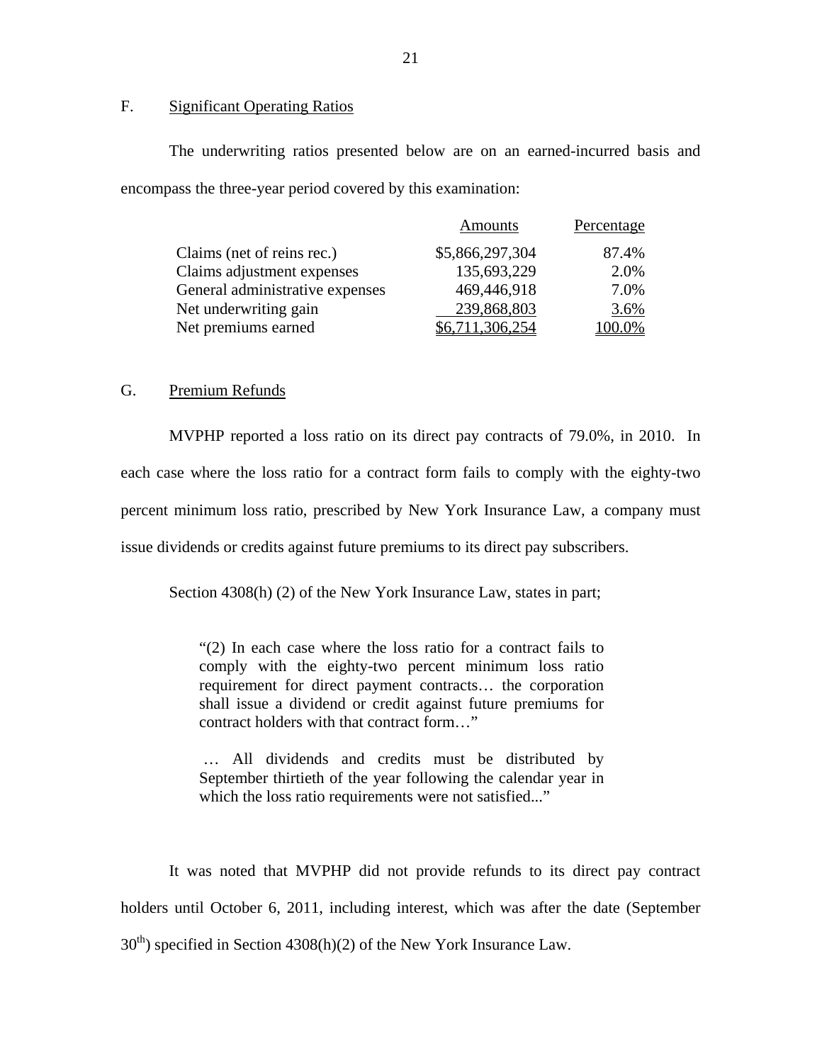## F. Significant Operating Ratios

The underwriting ratios presented below are on an earned-incurred basis and encompass the three-year period covered by this examination:

| | Amounts | Percentage |
|---|---|---|
| Claims (net of reins rec.) | $5,866,297,304 | 87.4% |
| Claims adjustment expenses | 135,693,229 | 2.0% |
| General administrative expenses | 469,446,918 | 7.0% |
| Net underwriting gain | 239,868,803 | 3.6% |
| Net premiums earned | $6,711,306,254 | 100.0% |

## G. Premium Refunds

MVPHP reported a loss ratio on its direct pay contracts of 79.0%, in 2010. In each case where the loss ratio for a contract form fails to comply with the eighty-two percent minimum loss ratio, prescribed by New York Insurance Law, a company must issue dividends or credits against future premiums to its direct pay subscribers.

Section 4308(h) (2) of the New York Insurance Law, states in part;

> "(2) In each case where the loss ratio for a contract fails to comply with the eighty-two percent minimum loss ratio requirement for direct payment contracts… the corporation shall issue a dividend or credit against future premiums for contract holders with that contract form…"
>
> … All dividends and credits must be distributed by September thirtieth of the year following the calendar year in which the loss ratio requirements were not satisfied..."

It was noted that MVPHP did not provide refunds to its direct pay contract holders until October 6, 2011, including interest, which was after the date (September 30th) specified in Section 4308(h)(2) of the New York Insurance Law.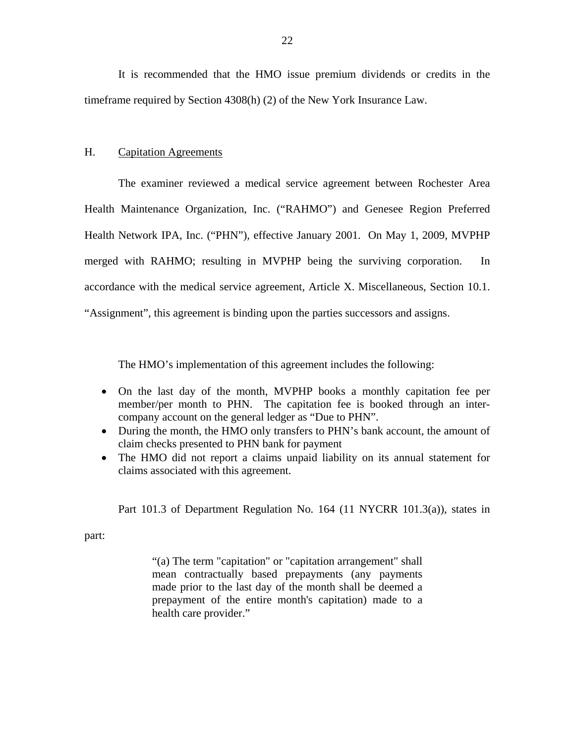It is recommended that the HMO issue premium dividends or credits in the timeframe required by Section 4308(h) (2) of the New York Insurance Law.

## H. Capitation Agreements

The examiner reviewed a medical service agreement between Rochester Area Health Maintenance Organization, Inc. ("RAHMO") and Genesee Region Preferred Health Network IPA, Inc. ("PHN"), effective January 2001. On May 1, 2009, MVPHP merged with RAHMO; resulting in MVPHP being the surviving corporation. In accordance with the medical service agreement, Article X. Miscellaneous, Section 10.1. "Assignment", this agreement is binding upon the parties successors and assigns.

The HMO's implementation of this agreement includes the following:

- On the last day of the month, MVPHP books a monthly capitation fee per member/per month to PHN. The capitation fee is booked through an inter-company account on the general ledger as "Due to PHN".
- During the month, the HMO only transfers to PHN's bank account, the amount of claim checks presented to PHN bank for payment
- The HMO did not report a claims unpaid liability on its annual statement for claims associated with this agreement.

Part 101.3 of Department Regulation No. 164 (11 NYCRR 101.3(a)), states in part:

> "(a) The term "capitation" or "capitation arrangement" shall mean contractually based prepayments (any payments made prior to the last day of the month shall be deemed a prepayment of the entire month's capitation) made to a health care provider."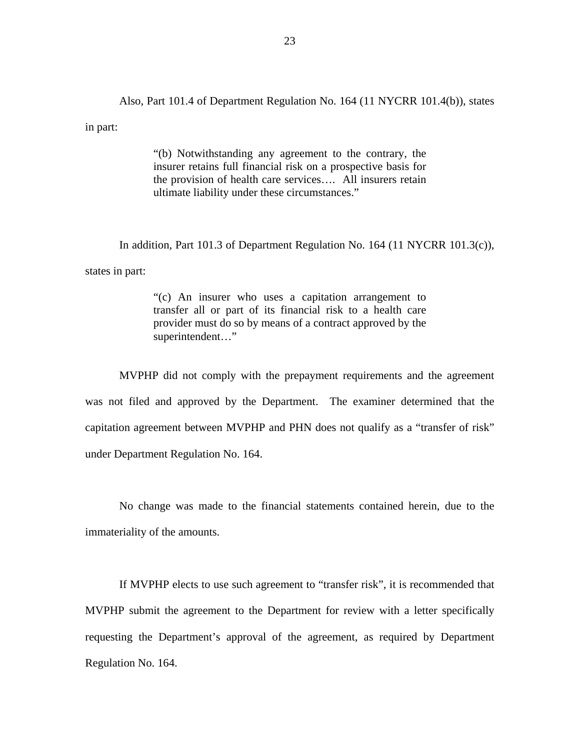Also, Part 101.4 of Department Regulation No. 164 (11 NYCRR 101.4(b)), states in part:

> "(b) Notwithstanding any agreement to the contrary, the insurer retains full financial risk on a prospective basis for the provision of health care services…. All insurers retain ultimate liability under these circumstances."

In addition, Part 101.3 of Department Regulation No. 164 (11 NYCRR 101.3(c)), states in part:

> "(c) An insurer who uses a capitation arrangement to transfer all or part of its financial risk to a health care provider must do so by means of a contract approved by the superintendent…"

MVPHP did not comply with the prepayment requirements and the agreement was not filed and approved by the Department. The examiner determined that the capitation agreement between MVPHP and PHN does not qualify as a "transfer of risk" under Department Regulation No. 164.

No change was made to the financial statements contained herein, due to the immateriality of the amounts.

If MVPHP elects to use such agreement to "transfer risk", it is recommended that MVPHP submit the agreement to the Department for review with a letter specifically requesting the Department's approval of the agreement, as required by Department Regulation No. 164.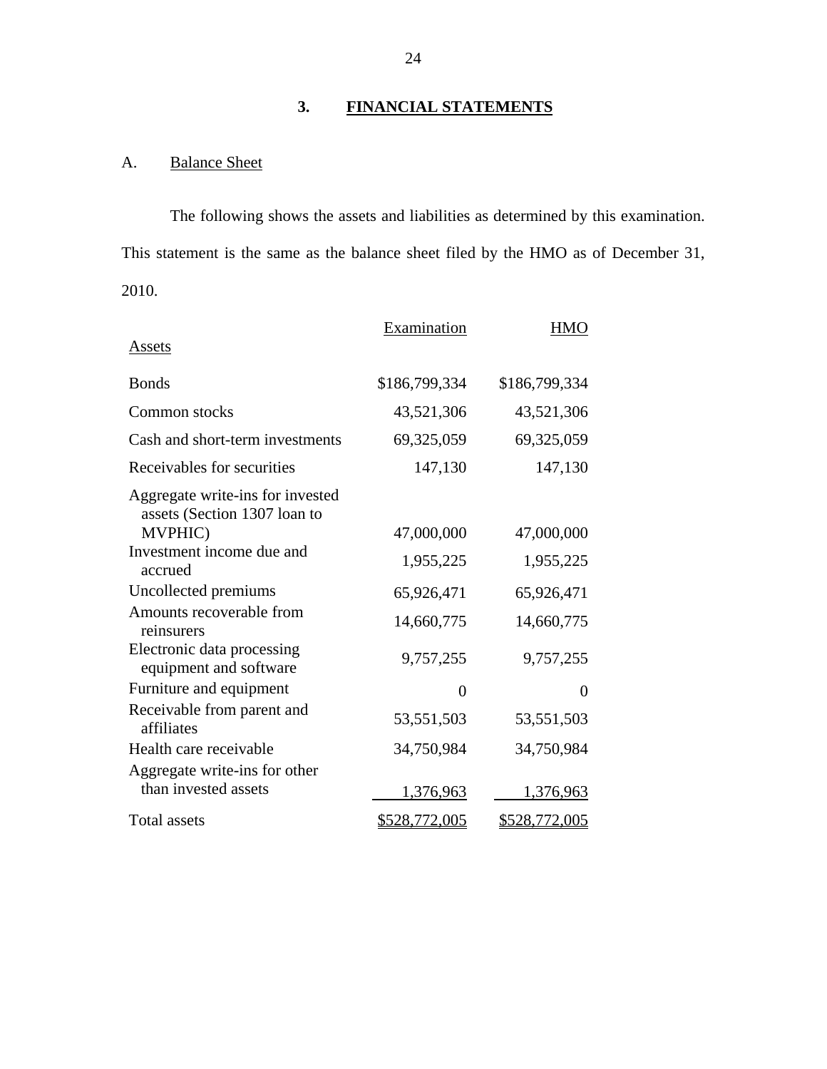## 3. FINANCIAL STATEMENTS

### A. Balance Sheet

The following shows the assets and liabilities as determined by this examination. This statement is the same as the balance sheet filed by the HMO as of December 31, 2010.

| Assets | Examination | HMO |
|---|---|---|
| Bonds | $186,799,334 | $186,799,334 |
| Common stocks | 43,521,306 | 43,521,306 |
| Cash and short-term investments | 69,325,059 | 69,325,059 |
| Receivables for securities | 147,130 | 147,130 |
| Aggregate write-ins for invested assets (Section 1307 loan to MVPHIC) | 47,000,000 | 47,000,000 |
| Investment income due and accrued | 1,955,225 | 1,955,225 |
| Uncollected premiums | 65,926,471 | 65,926,471 |
| Amounts recoverable from reinsurers | 14,660,775 | 14,660,775 |
| Electronic data processing equipment and software | 9,757,255 | 9,757,255 |
| Furniture and equipment | 0 | 0 |
| Receivable from parent and affiliates | 53,551,503 | 53,551,503 |
| Health care receivable | 34,750,984 | 34,750,984 |
| Aggregate write-ins for other than invested assets | 1,376,963 | 1,376,963 |
| Total assets | $528,772,005 | $528,772,005 |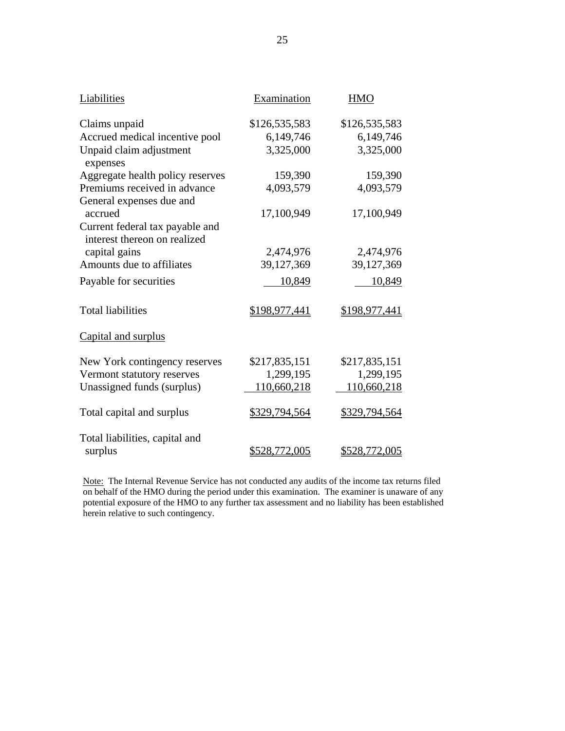| Liabilities | Examination | HMO |
|---|---|---|
| Claims unpaid | $126,535,583 | $126,535,583 |
| Accrued medical incentive pool | 6,149,746 | 6,149,746 |
| Unpaid claim adjustment expenses | 3,325,000 | 3,325,000 |
| Aggregate health policy reserves | 159,390 | 159,390 |
| Premiums received in advance | 4,093,579 | 4,093,579 |
| General expenses due and accrued | 17,100,949 | 17,100,949 |
| Current federal tax payable and interest thereon on realized capital gains | 2,474,976 | 2,474,976 |
| Amounts due to affiliates | 39,127,369 | 39,127,369 |
| Payable for securities | 10,849 | 10,849 |
| Total liabilities | $198,977,441 | $198,977,441 |
| **Capital and surplus** | | |
| New York contingency reserves | $217,835,151 | $217,835,151 |
| Vermont statutory reserves | 1,299,195 | 1,299,195 |
| Unassigned funds (surplus) | 110,660,218 | 110,660,218 |
| Total capital and surplus | $329,794,564 | $329,794,564 |
| Total liabilities, capital and surplus | $528,772,005 | $528,772,005 |

Note: The Internal Revenue Service has not conducted any audits of the income tax returns filed on behalf of the HMO during the period under this examination. The examiner is unaware of any potential exposure of the HMO to any further tax assessment and no liability has been established herein relative to such contingency.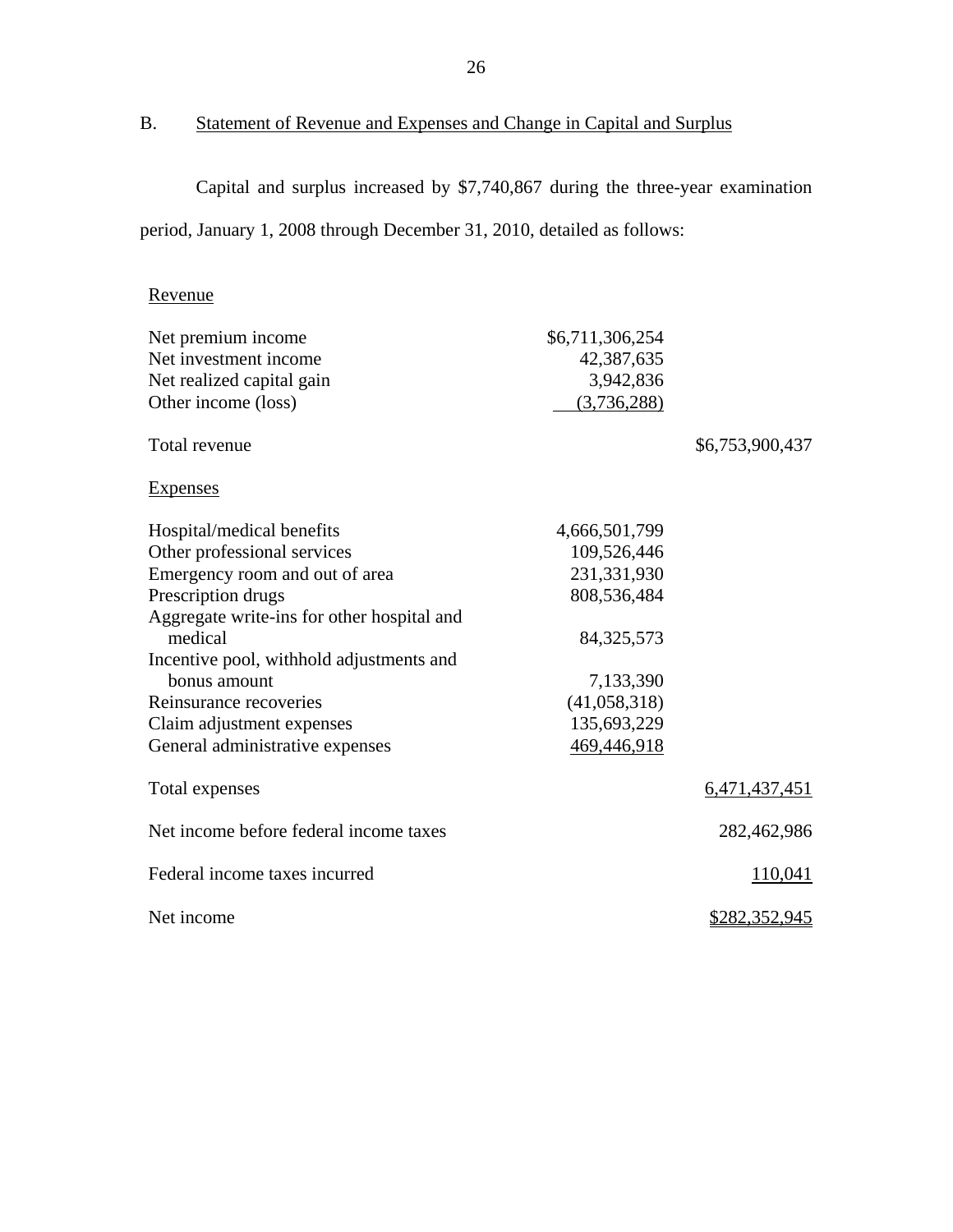## B. Statement of Revenue and Expenses and Change in Capital and Surplus

Capital and surplus increased by $7,740,867 during the three-year examination period, January 1, 2008 through December 31, 2010, detailed as follows:

| | | |
|---|---|---|
| Revenue | | |
| Net premium income | $6,711,306,254 | |
| Net investment income | 42,387,635 | |
| Net realized capital gain | 3,942,836 | |
| Other income (loss) | (3,736,288) | |
| Total revenue | | $6,753,900,437 |
| Expenses | | |
| Hospital/medical benefits | 4,666,501,799 | |
| Other professional services | 109,526,446 | |
| Emergency room and out of area | 231,331,930 | |
| Prescription drugs | 808,536,484 | |
| Aggregate write-ins for other hospital and medical | 84,325,573 | |
| Incentive pool, withhold adjustments and bonus amount | 7,133,390 | |
| Reinsurance recoveries | (41,058,318) | |
| Claim adjustment expenses | 135,693,229 | |
| General administrative expenses | 469,446,918 | |
| Total expenses | | 6,471,437,451 |
| Net income before federal income taxes | | 282,462,986 |
| Federal income taxes incurred | | 110,041 |
| Net income | | $282,352,945 |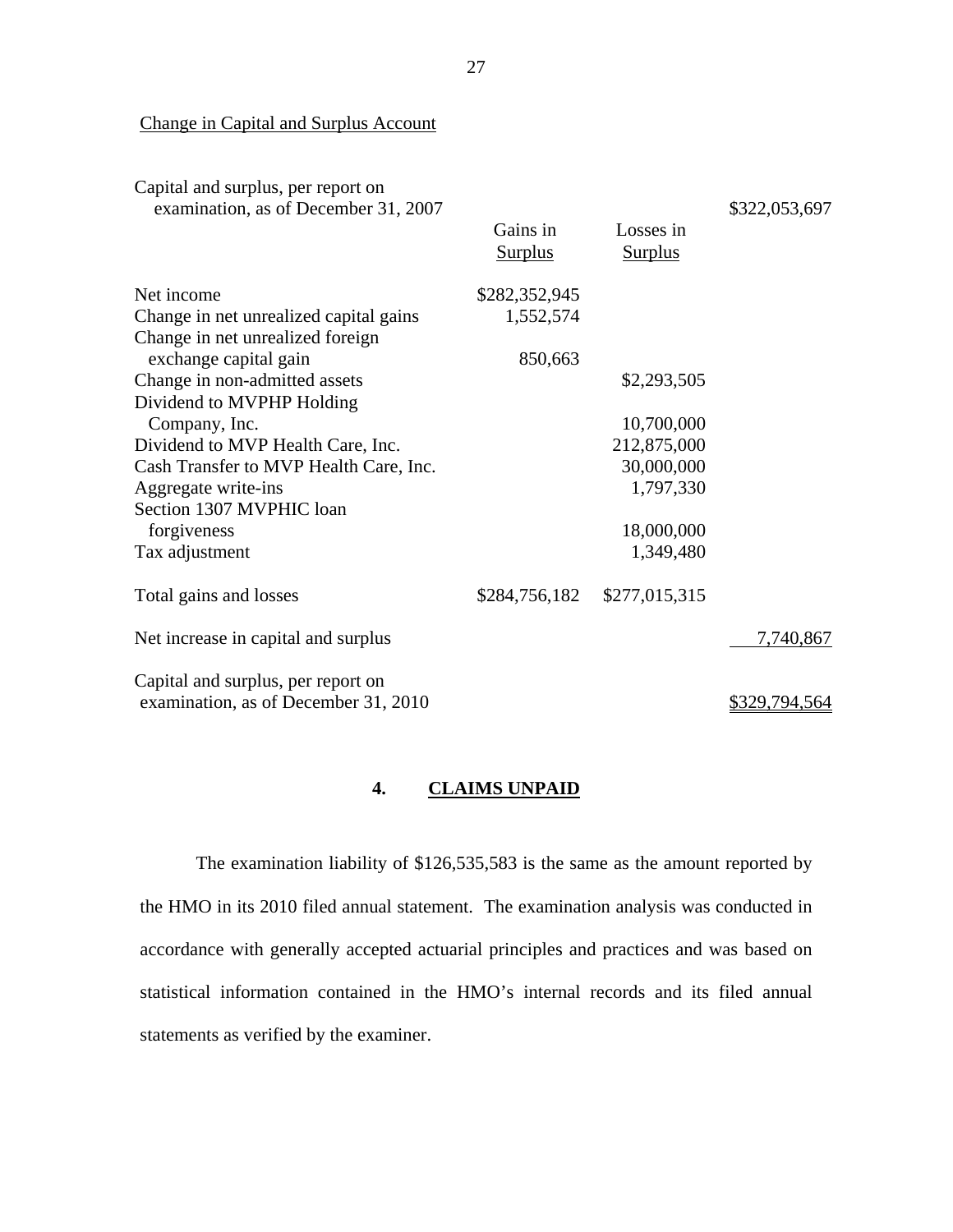Change in Capital and Surplus Account

| | Gains in Surplus | Losses in Surplus | |
|---|---|---|---|
| Capital and surplus, per report on examination, as of December 31, 2007 | | | $322,053,697 |
| Net income | $282,352,945 | | |
| Change in net unrealized capital gains | 1,552,574 | | |
| Change in net unrealized foreign exchange capital gain | 850,663 | | |
| Change in non-admitted assets | | $2,293,505 | |
| Dividend to MVPHP Holding Company, Inc. | | 10,700,000 | |
| Dividend to MVP Health Care, Inc. | | 212,875,000 | |
| Cash Transfer to MVP Health Care, Inc. | | 30,000,000 | |
| Aggregate write-ins | | 1,797,330 | |
| Section 1307 MVPHIC loan forgiveness | | 18,000,000 | |
| Tax adjustment | | 1,349,480 | |
| Total gains and losses | $284,756,182 | $277,015,315 | |
| Net increase in capital and surplus | | | 7,740,867 |
| Capital and surplus, per report on examination, as of December 31, 2010 | | | $329,794,564 |

## 4. CLAIMS UNPAID

The examination liability of $126,535,583 is the same as the amount reported by the HMO in its 2010 filed annual statement. The examination analysis was conducted in accordance with generally accepted actuarial principles and practices and was based on statistical information contained in the HMO's internal records and its filed annual statements as verified by the examiner.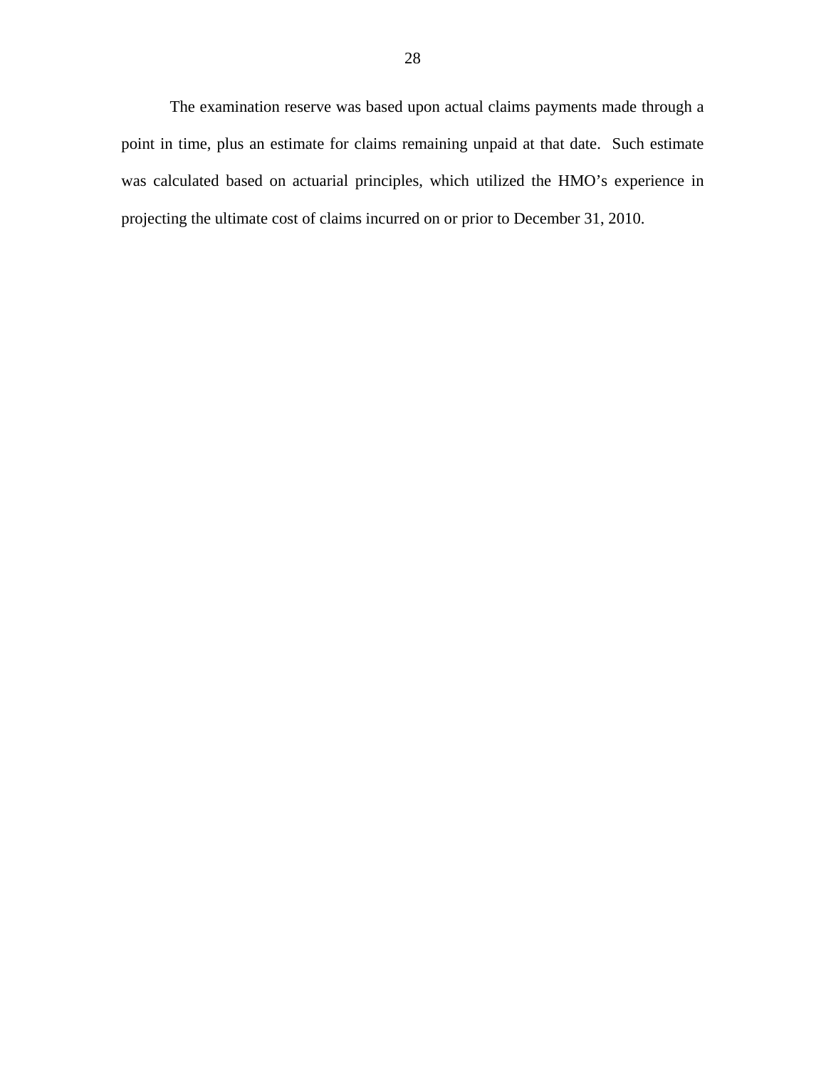The examination reserve was based upon actual claims payments made through a point in time, plus an estimate for claims remaining unpaid at that date. Such estimate was calculated based on actuarial principles, which utilized the HMO's experience in projecting the ultimate cost of claims incurred on or prior to December 31, 2010.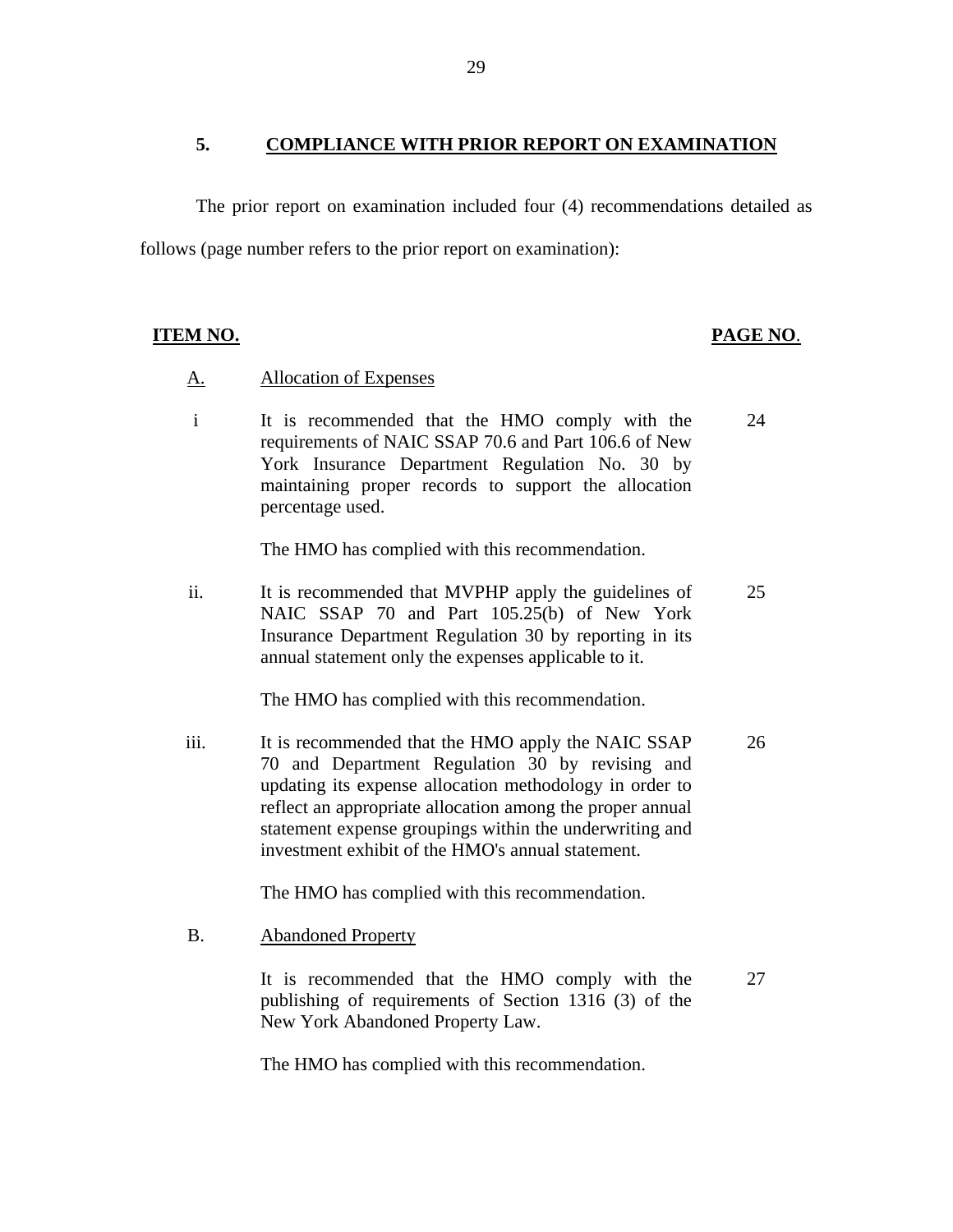## 5. COMPLIANCE WITH PRIOR REPORT ON EXAMINATION

The prior report on examination included four (4) recommendations detailed as follows (page number refers to the prior report on examination):

| ITEM NO. | | PAGE NO. |
|---|---|---|
| A. | Allocation of Expenses | |
| i | It is recommended that the HMO comply with the requirements of NAIC SSAP 70.6 and Part 106.6 of New York Insurance Department Regulation No. 30 by maintaining proper records to support the allocation percentage used.<br><br>The HMO has complied with this recommendation. | 24 |
| ii. | It is recommended that MVPHP apply the guidelines of NAIC SSAP 70 and Part 105.25(b) of New York Insurance Department Regulation 30 by reporting in its annual statement only the expenses applicable to it.<br><br>The HMO has complied with this recommendation. | 25 |
| iii. | It is recommended that the HMO apply the NAIC SSAP 70 and Department Regulation 30 by revising and updating its expense allocation methodology in order to reflect an appropriate allocation among the proper annual statement expense groupings within the underwriting and investment exhibit of the HMO's annual statement.<br><br>The HMO has complied with this recommendation. | 26 |
| B. | Abandoned Property | |
| | It is recommended that the HMO comply with the publishing of requirements of Section 1316 (3) of the New York Abandoned Property Law.<br><br>The HMO has complied with this recommendation. | 27 |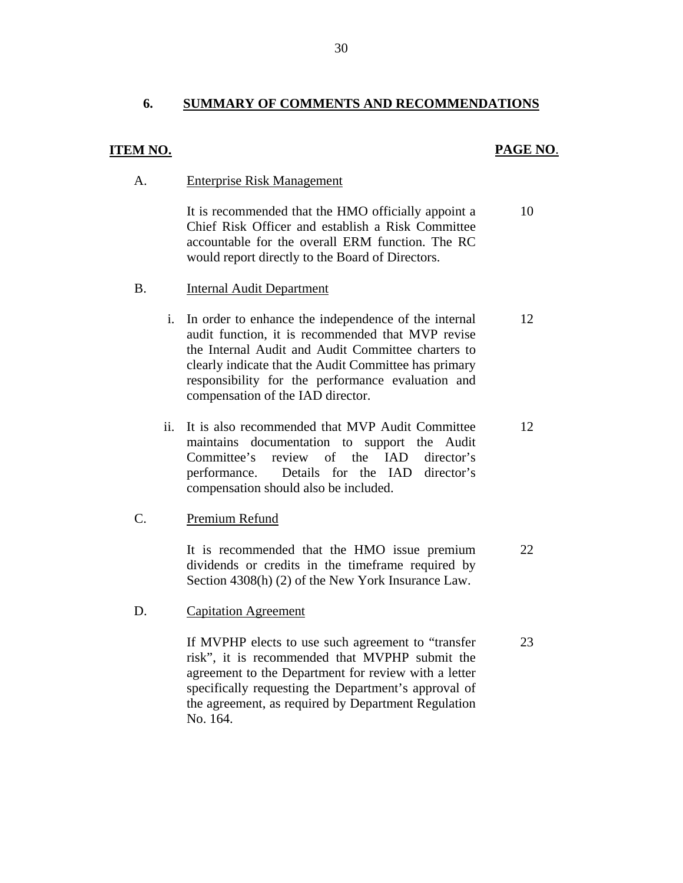## 6. SUMMARY OF COMMENTS AND RECOMMENDATIONS

| ITEM NO. | | PAGE NO. |
|---|---|---|
| A. | Enterprise Risk Management | |
| | It is recommended that the HMO officially appoint a Chief Risk Officer and establish a Risk Committee accountable for the overall ERM function. The RC would report directly to the Board of Directors. | 10 |
| B. | Internal Audit Department | |
| | i. In order to enhance the independence of the internal audit function, it is recommended that MVP revise the Internal Audit and Audit Committee charters to clearly indicate that the Audit Committee has primary responsibility for the performance evaluation and compensation of the IAD director. | 12 |
| | ii. It is also recommended that MVP Audit Committee maintains documentation to support the Audit Committee's review of the IAD director's performance. Details for the IAD director's compensation should also be included. | 12 |
| C. | Premium Refund | |
| | It is recommended that the HMO issue premium dividends or credits in the timeframe required by Section 4308(h) (2) of the New York Insurance Law. | 22 |
| D. | Capitation Agreement | |
| | If MVPHP elects to use such agreement to "transfer risk", it is recommended that MVPHP submit the agreement to the Department for review with a letter specifically requesting the Department's approval of the agreement, as required by Department Regulation No. 164. | 23 |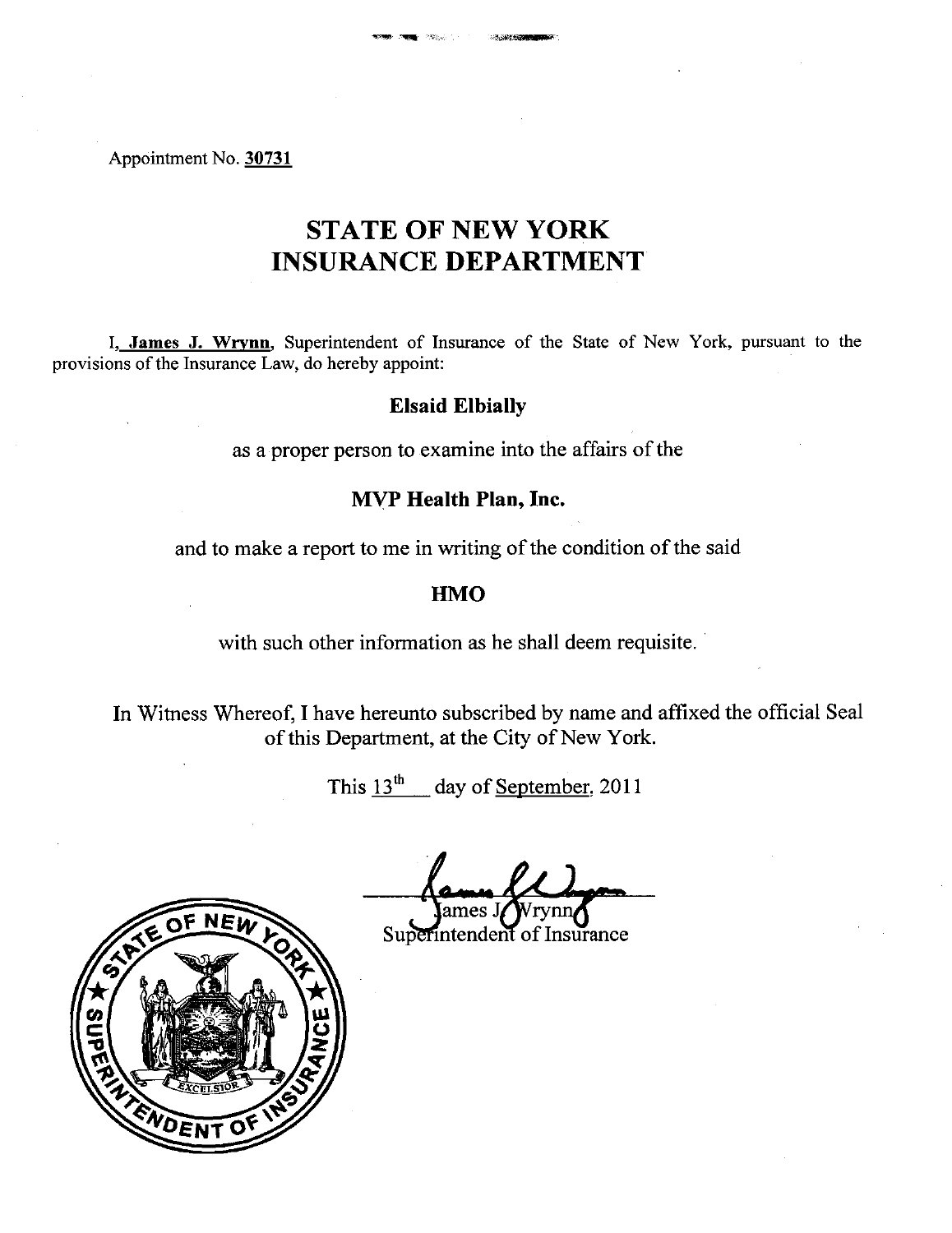Appointment No. **30731**

# STATE OF NEW YORK
# INSURANCE DEPARTMENT

I, **James J. Wrynn**, Superintendent of Insurance of the State of New York, pursuant to the provisions of the Insurance Law, do hereby appoint:

**Elsaid Elbially**

as a proper person to examine into the affairs of the

**MVP Health Plan, Inc.**

and to make a report to me in writing of the condition of the said

**HMO**

with such other information as he shall deem requisite.

In Witness Whereof, I have hereunto subscribed by name and affixed the official Seal of this Department, at the City of New York.

This 13th day of September, 2011

James J. Wrynn
Superintendent of Insurance

STATE OF NEW YORK ★ SUPERINTENDENT OF INSURANCE ★ EXCELSIOR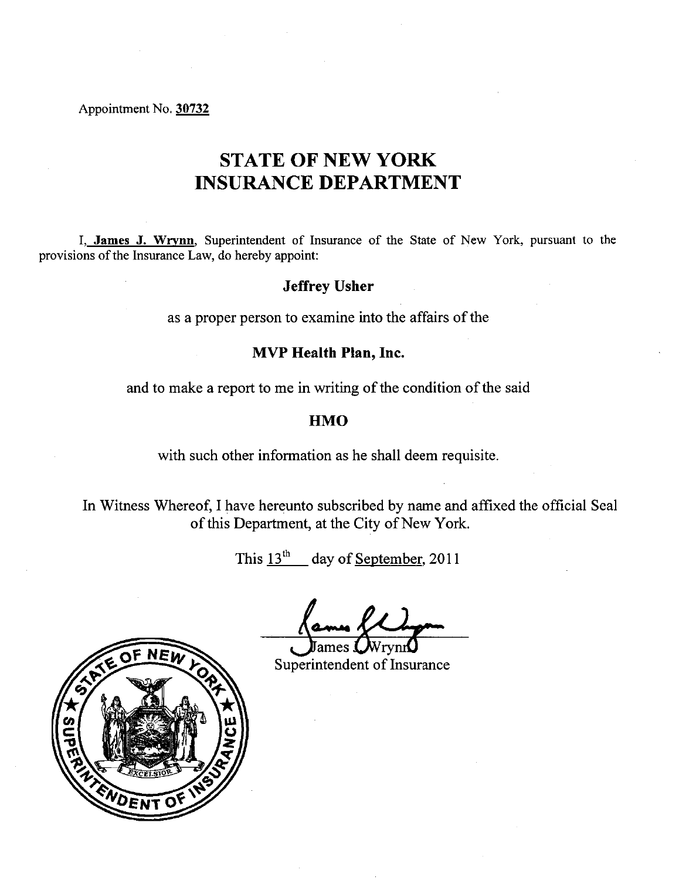Appointment No. **30732**

# STATE OF NEW YORK
# INSURANCE DEPARTMENT

I, **James J. Wrynn**, Superintendent of Insurance of the State of New York, pursuant to the provisions of the Insurance Law, do hereby appoint:

**Jeffrey Usher**

as a proper person to examine into the affairs of the

**MVP Health Plan, Inc.**

and to make a report to me in writing of the condition of the said

**HMO**

with such other information as he shall deem requisite.

In Witness Whereof, I have hereunto subscribed by name and affixed the official Seal of this Department, at the City of New York.

This 13th day of September, 2011

James J. Wrynn
Superintendent of Insurance